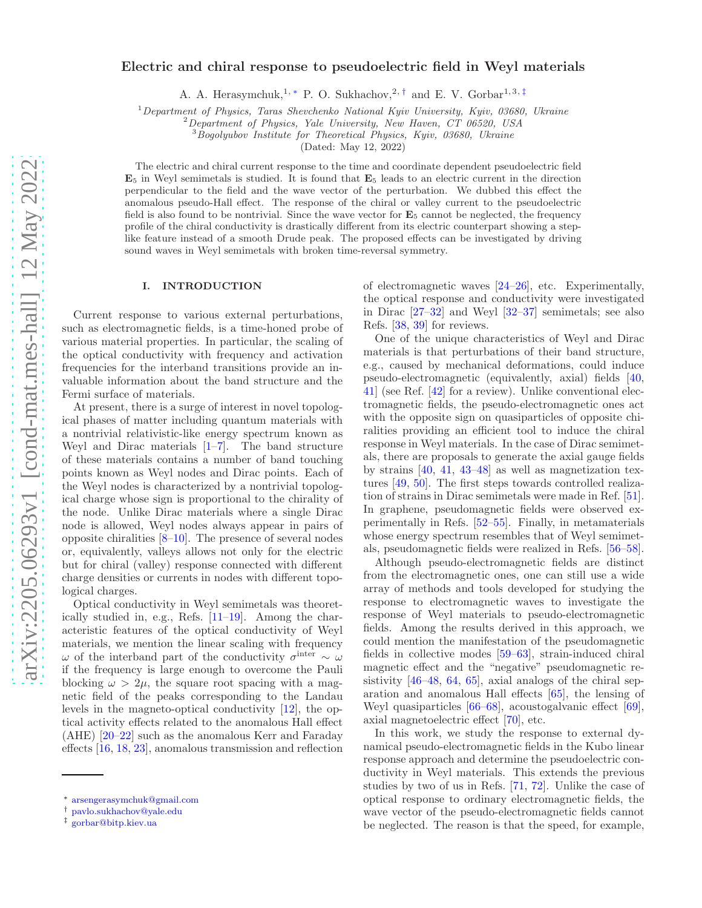# Electric and chiral response to pseudoelectric field in Weyl materials

A. A. Herasymchuk,[1,*] P. O. Sukhachov,[2,†] and E. V. Gorbar[1,3,‡]

[1] *Department of Physics, Taras Shevchenko National Kyiv University, Kyiv, 03680, Ukraine*
[2] *Department of Physics, Yale University, New Haven, CT 06520, USA*
[3] *Bogolyubov Institute for Theoretical Physics, Kyiv, 03680, Ukraine*

(Dated: May 12, 2022)

The electric and chiral current response to the time and coordinate dependent pseudoelectric field $\mathbf{E}_5$ in Weyl semimetals is studied. It is found that $\mathbf{E}_5$ leads to an electric current in the direction perpendicular to the field and the wave vector of the perturbation. We dubbed this effect the anomalous pseudo-Hall effect. The response of the chiral or valley current to the pseudoelectric field is also found to be nontrivial. Since the wave vector for $\mathbf{E}_5$ cannot be neglected, the frequency profile of the chiral conductivity is drastically different from its electric counterpart showing a step-like feature instead of a smooth Drude peak. The proposed effects can be investigated by driving sound waves in Weyl semimetals with broken time-reversal symmetry.

## I. INTRODUCTION

Current response to various external perturbations, such as electromagnetic fields, is a time-honed probe of various material properties. In particular, the scaling of the optical conductivity with frequency and activation frequencies for the interband transitions provide an invaluable information about the band structure and the Fermi surface of materials.

At present, there is a surge of interest in novel topological phases of matter including quantum materials with a nontrivial relativistic-like energy spectrum known as Weyl and Dirac materials [1–7]. The band structure of these materials contains a number of band touching points known as Weyl nodes and Dirac points. Each of the Weyl nodes is characterized by a nontrivial topological charge whose sign is proportional to the chirality of the node. Unlike Dirac materials where a single Dirac node is allowed, Weyl nodes always appear in pairs of opposite chiralities [8–10]. The presence of several nodes or, equivalently, valleys allows not only for the electric but for chiral (valley) response connected with different charge densities or currents in nodes with different topological charges.

Optical conductivity in Weyl semimetals was theoretically studied in, e.g., Refs. [11–19]. Among the characteristic features of the optical conductivity of Weyl materials, we mention the linear scaling with frequency $\omega$ of the interband part of the conductivity $\sigma^{\text{inter}} \sim \omega$ if the frequency is large enough to overcome the Pauli blocking $\omega > 2\mu$, the square root spacing with a magnetic field of the peaks corresponding to the Landau levels in the magneto-optical conductivity [12], the optical activity effects related to the anomalous Hall effect (AHE) [20–22] such as the anomalous Kerr and Faraday effects [16, 18, 23], anomalous transmission and reflection of electromagnetic waves [24–26], etc. Experimentally, the optical response and conductivity were investigated in Dirac [27–32] and Weyl [32–37] semimetals; see also Refs. [38, 39] for reviews.

One of the unique characteristics of Weyl and Dirac materials is that perturbations of their band structure, e.g., caused by mechanical deformations, could induce pseudo-electromagnetic (equivalently, axial) fields [40, 41] (see Ref. [42] for a review). Unlike conventional electromagnetic fields, the pseudo-electromagnetic ones act with the opposite sign on quasiparticles of opposite chiralities providing an efficient tool to induce the chiral response in Weyl materials. In the case of Dirac semimetals, there are proposals to generate the axial gauge fields by strains [40, 41, 43–48] as well as magnetization textures [49, 50]. The first steps towards controlled realization of strains in Dirac semimetals were made in Ref. [51]. In graphene, pseudomagnetic fields were observed experimentally in Refs. [52–55]. Finally, in metamaterials whose energy spectrum resembles that of Weyl semimetals, pseudomagnetic fields were realized in Refs. [56–58].

Although pseudo-electromagnetic fields are distinct from the electromagnetic ones, one can still use a wide array of methods and tools developed for studying the response to electromagnetic waves to investigate the response of Weyl materials to pseudo-electromagnetic fields. Among the results derived in this approach, we could mention the manifestation of the pseudomagnetic fields in collective modes [59–63], strain-induced chiral magnetic effect and the "negative" pseudomagnetic resistivity [46–48, 64, 65], axial analogs of the chiral separation and anomalous Hall effects [65], the lensing of Weyl quasiparticles [66–68], acoustogalvanic effect [69], axial magnetoelectric effect [70], etc.

In this work, we study the response to external dynamical pseudo-electromagnetic fields in the Kubo linear response approach and determine the pseudoelectric conductivity in Weyl materials. This extends the previous studies by two of us in Refs. [71, 72]. Unlike the case of optical response to ordinary electromagnetic fields, the wave vector of the pseudo-electromagnetic fields cannot be neglected. The reason is that the speed, for example,

---

* arsengerasymchuk@gmail.com
† pavlo.sukhachov@yale.edu
‡ gorbar@bitp.kiev.ua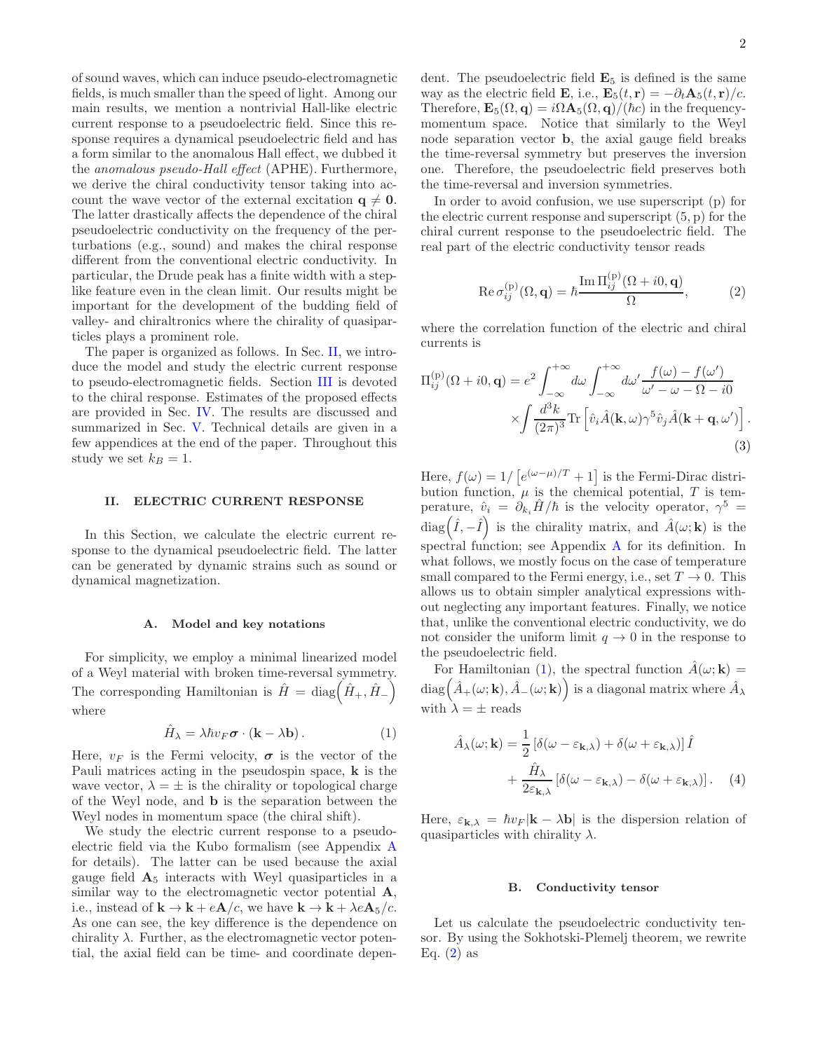of sound waves, which can induce pseudo-electromagnetic fields, is much smaller than the speed of light. Among our main results, we mention a nontrivial Hall-like electric current response to a pseudoelectric field. Since this response requires a dynamical pseudoelectric field and has a form similar to the anomalous Hall effect, we dubbed it the *anomalous pseudo-Hall effect* (APHE). Furthermore, we derive the chiral conductivity tensor taking into account the wave vector of the external excitation $\mathbf{q} \neq \mathbf{0}$. The latter drastically affects the dependence of the chiral pseudoelectric conductivity on the frequency of the perturbations (e.g., sound) and makes the chiral response different from the conventional electric conductivity. In particular, the Drude peak has a finite width with a step-like feature even in the clean limit. Our results might be important for the development of the budding field of valley- and chiraltronics where the chirality of quasiparticles plays a prominent role.

The paper is organized as follows. In Sec. II, we introduce the model and study the electric current response to pseudo-electromagnetic fields. Section III is devoted to the chiral response. Estimates of the proposed effects are provided in Sec. IV. The results are discussed and summarized in Sec. V. Technical details are given in a few appendices at the end of the paper. Throughout this study we set $k_B = 1$.

## II. ELECTRIC CURRENT RESPONSE

In this Section, we calculate the electric current response to the dynamical pseudoelectric field. The latter can be generated by dynamic strains such as sound or dynamical magnetization.

### A. Model and key notations

For simplicity, we employ a minimal linearized model of a Weyl material with broken time-reversal symmetry. The corresponding Hamiltonian is $\hat{H} = \mathrm{diag}\left(\hat{H}_+, \hat{H}_-\right)$ where

$$\hat{H}_\lambda = \lambda \hbar v_F \boldsymbol{\sigma} \cdot (\mathbf{k} - \lambda \mathbf{b}) \, . \tag{1}$$

Here, $v_F$ is the Fermi velocity, $\boldsymbol{\sigma}$ is the vector of the Pauli matrices acting in the pseudospin space, $\mathbf{k}$ is the wave vector, $\lambda = \pm$ is the chirality or topological charge of the Weyl node, and $\mathbf{b}$ is the separation between the Weyl nodes in momentum space (the chiral shift).

We study the electric current response to a pseudoelectric field via the Kubo formalism (see Appendix A for details). The latter can be used because the axial gauge field $\mathbf{A}_5$ interacts with Weyl quasiparticles in a similar way to the electromagnetic vector potential $\mathbf{A}$, i.e., instead of $\mathbf{k} \to \mathbf{k} + e\mathbf{A}/c$, we have $\mathbf{k} \to \mathbf{k} + \lambda e \mathbf{A}_5/c$. As one can see, the key difference is the dependence on chirality $\lambda$. Further, as the electromagnetic vector potential, the axial field can be time- and coordinate dependent. The pseudoelectric field $\mathbf{E}_5$ is defined is the same way as the electric field $\mathbf{E}$, i.e., $\mathbf{E}_5(t,\mathbf{r}) = -\partial_t \mathbf{A}_5(t,\mathbf{r})/c$. Therefore, $\mathbf{E}_5(\Omega,\mathbf{q}) = i\Omega \mathbf{A}_5(\Omega,\mathbf{q})/(\hbar c)$ in the frequency-momentum space. Notice that similarly to the Weyl node separation vector $\mathbf{b}$, the axial gauge field breaks the time-reversal symmetry but preserves the inversion one. Therefore, the pseudoelectric field preserves both the time-reversal and inversion symmetries.

In order to avoid confusion, we use superscript (p) for the electric current response and superscript (5, p) for the chiral current response to the pseudoelectric field. The real part of the electric conductivity tensor reads

$$\mathrm{Re}\, \sigma_{ij}^{(\mathrm{p})}(\Omega, \mathbf{q}) = \hbar \frac{\mathrm{Im}\, \Pi_{ij}^{(\mathrm{p})}(\Omega + i0, \mathbf{q})}{\Omega}, \tag{2}$$

where the correlation function of the electric and chiral currents is

$$\Pi_{ij}^{(\mathrm{p})}(\Omega + i0, \mathbf{q}) = e^2 \int_{-\infty}^{+\infty} d\omega \int_{-\infty}^{+\infty} d\omega' \frac{f(\omega) - f(\omega')}{\omega' - \omega - \Omega - i0} \times \int \frac{d^3k}{(2\pi)^3} \mathrm{Tr}\left[\hat{v}_i \hat{A}(\mathbf{k},\omega) \gamma^5 \hat{v}_j \hat{A}(\mathbf{k}+\mathbf{q},\omega')\right]. \tag{3}$$

Here, $f(\omega) = 1/\left[e^{(\omega-\mu)/T} + 1\right]$ is the Fermi-Dirac distribution function, $\mu$ is the chemical potential, $T$ is temperature, $\hat{v}_i = \partial_{k_i} \hat{H}/\hbar$ is the velocity operator, $\gamma^5 = \mathrm{diag}\left(\hat{I}, -\hat{I}\right)$ is the chirality matrix, and $\hat{A}(\omega;\mathbf{k})$ is the spectral function; see Appendix A for its definition. In what follows, we mostly focus on the case of temperature small compared to the Fermi energy, i.e., set $T \to 0$. This allows us to obtain simpler analytical expressions without neglecting any important features. Finally, we notice that, unlike the conventional electric conductivity, we do not consider the uniform limit $q \to 0$ in the response to the pseudoelectric field.

For Hamiltonian (1), the spectral function $\hat{A}(\omega;\mathbf{k}) = \mathrm{diag}\left(\hat{A}_+(\omega;\mathbf{k}), \hat{A}_-(\omega;\mathbf{k})\right)$ is a diagonal matrix where $\hat{A}_\lambda$ with $\lambda = \pm$ reads

$$\hat{A}_\lambda(\omega;\mathbf{k}) = \frac{1}{2}\left[\delta(\omega - \varepsilon_{\mathbf{k},\lambda}) + \delta(\omega + \varepsilon_{\mathbf{k},\lambda})\right] \hat{I} + \frac{\hat{H}_\lambda}{2\varepsilon_{\mathbf{k},\lambda}}\left[\delta(\omega - \varepsilon_{\mathbf{k},\lambda}) - \delta(\omega + \varepsilon_{\mathbf{k},\lambda})\right]. \tag{4}$$

Here, $\varepsilon_{\mathbf{k},\lambda} = \hbar v_F |\mathbf{k} - \lambda \mathbf{b}|$ is the dispersion relation of quasiparticles with chirality $\lambda$.

### B. Conductivity tensor

Let us calculate the pseudoelectric conductivity tensor. By using the Sokhotski-Plemelj theorem, we rewrite Eq. (2) as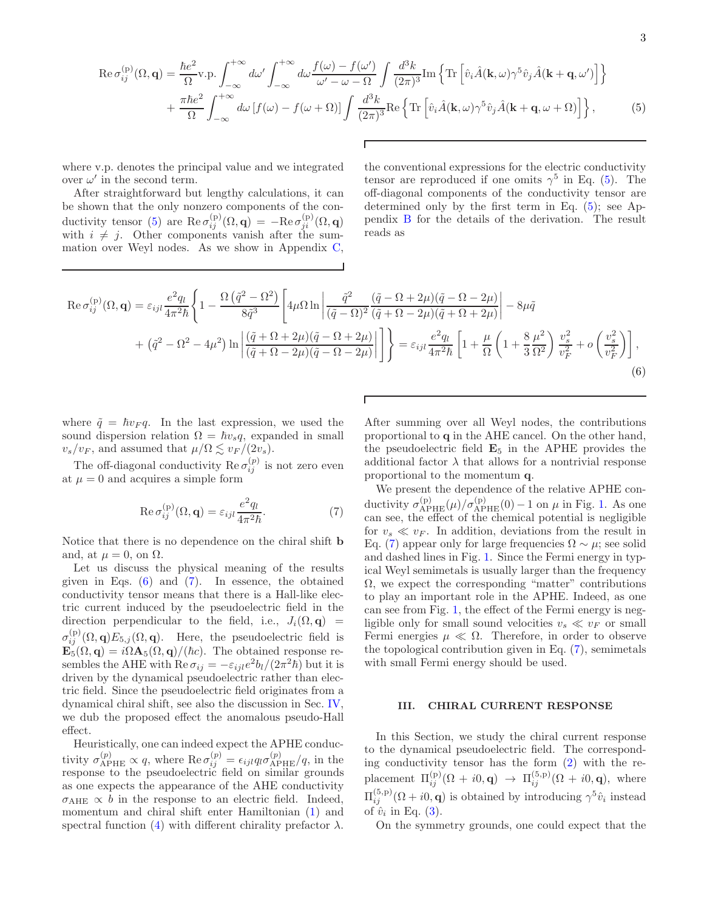$$
\begin{aligned}
\operatorname{Re}\sigma_{ij}^{(\mathrm{p})}(\Omega,\mathbf{q}) &= \frac{\hbar e^2}{\Omega}\,\mathrm{v.p.}\int_{-\infty}^{+\infty} d\omega' \int_{-\infty}^{+\infty} d\omega \frac{f(\omega)-f(\omega')}{\omega'-\omega-\Omega}\int \frac{d^3k}{(2\pi)^3}\mathrm{Im}\left\{\mathrm{Tr}\left[\hat{v}_i \hat{A}(\mathbf{k},\omega)\gamma^5 \hat{v}_j \hat{A}(\mathbf{k}+\mathbf{q},\omega')\right]\right\} \\
&+ \frac{\pi\hbar e^2}{\Omega}\int_{-\infty}^{+\infty} d\omega \left[f(\omega)-f(\omega+\Omega)\right]\int \frac{d^3k}{(2\pi)^3}\mathrm{Re}\left\{\mathrm{Tr}\left[\hat{v}_i \hat{A}(\mathbf{k},\omega)\gamma^5 \hat{v}_j \hat{A}(\mathbf{k}+\mathbf{q},\omega+\Omega)\right]\right\},
\end{aligned}
\tag{5}
$$

where v.p. denotes the principal value and we integrated over $\omega'$ in the second term.

After straightforward but lengthy calculations, it can be shown that the only nonzero components of the conductivity tensor (5) are $\operatorname{Re}\sigma_{ij}^{(\mathrm{p})}(\Omega,\mathbf{q}) = -\operatorname{Re}\sigma_{ji}^{(\mathrm{p})}(\Omega,\mathbf{q})$ with $i \neq j$. Other components vanish after the summation over Weyl nodes. As we show in Appendix C, the conventional expressions for the electric conductivity tensor are reproduced if one omits $\gamma^5$ in Eq. (5). The off-diagonal components of the conductivity tensor are determined only by the first term in Eq. (5); see Appendix B for the details of the derivation. The result reads as

$$
\begin{aligned}
\operatorname{Re}\sigma_{ij}^{(\mathrm{p})}(\Omega,\mathbf{q}) &= \varepsilon_{ijl}\frac{e^2 q_l}{4\pi^2\hbar}\Bigg\{1 - \frac{\Omega\left(\tilde{q}^2-\Omega^2\right)}{8\tilde{q}^3}\Bigg[4\mu\Omega \ln\left|\frac{\tilde{q}^2}{(\tilde{q}-\Omega)^2}\frac{(\tilde{q}-\Omega+2\mu)(\tilde{q}-\Omega-2\mu)}{(\tilde{q}+\Omega-2\mu)(\tilde{q}+\Omega+2\mu)}\right| - 8\mu\tilde{q} \\
&+ \left(\tilde{q}^2-\Omega^2-4\mu^2\right)\ln\left|\frac{(\tilde{q}+\Omega+2\mu)(\tilde{q}-\Omega+2\mu)}{(\tilde{q}+\Omega-2\mu)(\tilde{q}-\Omega-2\mu)}\right|\Bigg]\Bigg\} = \varepsilon_{ijl}\frac{e^2 q_l}{4\pi^2\hbar}\left[1 + \frac{\mu}{\Omega}\left(1+\frac{8}{3}\frac{\mu^2}{\Omega^2}\right)\frac{v_s^2}{v_F^2} + o\left(\frac{v_s^2}{v_F^2}\right)\right],
\end{aligned}
\tag{6}
$$

where $\tilde{q} = \hbar v_F q$. In the last expression, we used the sound dispersion relation $\Omega = \hbar v_s q$, expanded in small $v_s/v_F$, and assumed that $\mu/\Omega \lesssim v_F/(2v_s)$.

The off-diagonal conductivity $\operatorname{Re}\sigma_{ij}^{(p)}$ is not zero even at $\mu = 0$ and acquires a simple form

$$
\operatorname{Re}\sigma_{ij}^{(\mathrm{p})}(\Omega,\mathbf{q}) = \varepsilon_{ijl}\frac{e^2 q_l}{4\pi^2\hbar}. \tag{7}
$$

Notice that there is no dependence on the chiral shift $\mathbf{b}$ and, at $\mu = 0$, on $\Omega$.

Let us discuss the physical meaning of the results given in Eqs. (6) and (7). In essence, the obtained conductivity tensor means that there is a Hall-like electric current induced by the pseudoelectric field in the direction perpendicular to the field, i.e., $J_i(\Omega,\mathbf{q}) = \sigma_{ij}^{(\mathrm{p})}(\Omega,\mathbf{q})E_{5,j}(\Omega,\mathbf{q})$. Here, the pseudoelectric field is $\mathbf{E}_5(\Omega,\mathbf{q}) = i\Omega\mathbf{A}_5(\Omega,\mathbf{q})/(\hbar c)$. The obtained response resembles the AHE with $\operatorname{Re}\sigma_{ij} = -\varepsilon_{ijl}e^2 b_l/(2\pi^2\hbar)$ but it is driven by the dynamical pseudoelectric rather than electric field. Since the pseudoelectric field originates from a dynamical chiral shift, see also the discussion in Sec. IV, we dub the proposed effect the anomalous pseudo-Hall effect.

Heuristically, one can indeed expect the APHE conductivity $\sigma_{\mathrm{APHE}}^{(p)} \propto q$, where $\operatorname{Re}\sigma_{ij}^{(p)} = \epsilon_{ijl}q_l\sigma_{\mathrm{APHE}}^{(p)}/q$, in the response to the pseudoelectric field on similar grounds as one expects the appearance of the AHE conductivity $\sigma_{\mathrm{AHE}} \propto b$ in the response to an electric field. Indeed, momentum and chiral shift enter Hamiltonian (1) and spectral function (4) with different chirality prefactor $\lambda$. After summing over all Weyl nodes, the contributions proportional to $\mathbf{q}$ in the AHE cancel. On the other hand, the pseudoelectric field $\mathbf{E}_5$ in the APHE provides the additional factor $\lambda$ that allows for a nontrivial response proportional to the momentum $\mathbf{q}$.

We present the dependence of the relative APHE conductivity $\sigma_{\mathrm{APHE}}^{(\mathrm{p})}(\mu)/\sigma_{\mathrm{APHE}}^{(\mathrm{p})}(0) - 1$ on $\mu$ in Fig. 1. As one can see, the effect of the chemical potential is negligible for $v_s \ll v_F$. In addition, deviations from the result in Eq. (7) appear only for large frequencies $\Omega \sim \mu$; see solid and dashed lines in Fig. 1. Since the Fermi energy in typical Weyl semimetals is usually larger than the frequency $\Omega$, we expect the corresponding "matter" contributions to play an important role in the APHE. Indeed, as one can see from Fig. 1, the effect of the Fermi energy is negligible only for small sound velocities $v_s \ll v_F$ or small Fermi energies $\mu \ll \Omega$. Therefore, in order to observe the topological contribution given in Eq. (7), semimetals with small Fermi energy should be used.

## III. CHIRAL CURRENT RESPONSE

In this Section, we study the chiral current response to the dynamical pseudoelectric field. The corresponding conductivity tensor has the form (2) with the replacement $\Pi_{ij}^{(\mathrm{p})}(\Omega+i0,\mathbf{q}) \to \Pi_{ij}^{(5,\mathrm{p})}(\Omega+i0,\mathbf{q})$, where $\Pi_{ij}^{(5,\mathrm{p})}(\Omega+i0,\mathbf{q})$ is obtained by introducing $\gamma^5\hat{v}_i$ instead of $\hat{v}_i$ in Eq. (3).

On the symmetry grounds, one could expect that the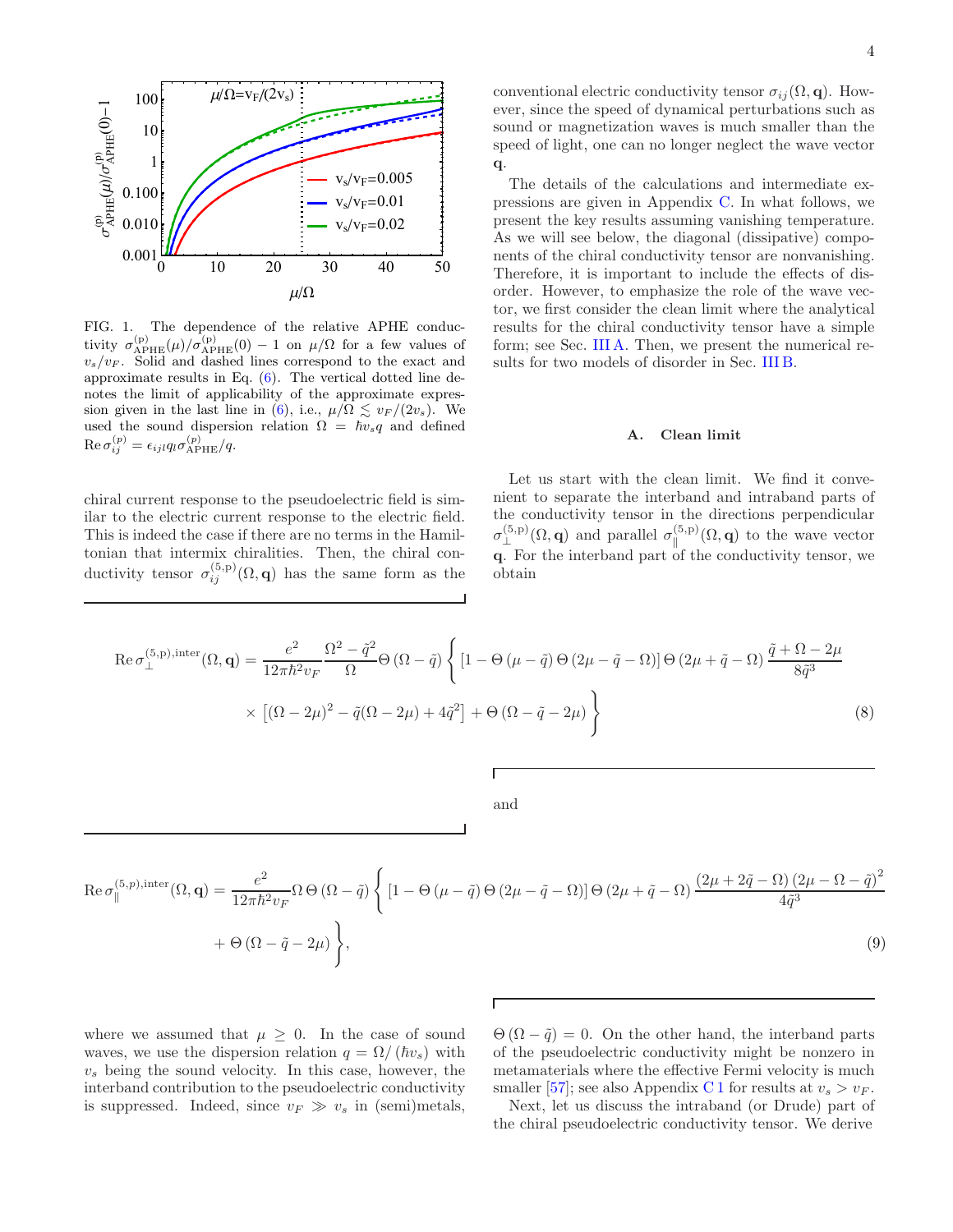FIG. 1. The dependence of the relative APHE conductivity $\sigma^{(\rm p)}_{\rm APHE}(\mu)/\sigma^{(\rm p)}_{\rm APHE}(0)-1$ on $\mu/\Omega$ for a few values of $v_s/v_F$. Solid and dashed lines correspond to the exact and approximate results in Eq. (6). The vertical dotted line denotes the limit of applicability of the approximate expression given in the last line in (6), i.e., $\mu/\Omega \lesssim v_F/(2v_s)$. We used the sound dispersion relation $\Omega = \hbar v_s q$ and defined $\operatorname{Re}\sigma^{(p)}_{ij} = \epsilon_{ijl} q_l \sigma^{(p)}_{\rm APHE}/q$.

chiral current response to the pseudoelectric field is similar to the electric current response to the electric field. This is indeed the case if there are no terms in the Hamiltonian that intermix chiralities. Then, the chiral conductivity tensor $\sigma^{(5,\rm p)}_{ij}(\Omega,\mathbf{q})$ has the same form as the conventional electric conductivity tensor $\sigma_{ij}(\Omega,\mathbf{q})$. However, since the speed of dynamical perturbations such as sound or magnetization waves is much smaller than the speed of light, one can no longer neglect the wave vector $\mathbf{q}$.

The details of the calculations and intermediate expressions are given in Appendix C. In what follows, we present the key results assuming vanishing temperature. As we will see below, the diagonal (dissipative) components of the chiral conductivity tensor are nonvanishing. Therefore, it is important to include the effects of disorder. However, to emphasize the role of the wave vector, we first consider the clean limit where the analytical results for the chiral conductivity tensor have a simple form; see Sec. III A. Then, we present the numerical results for two models of disorder in Sec. III B.

### A. Clean limit

Let us start with the clean limit. We find it convenient to separate the interband and intraband parts of the conductivity tensor in the directions perpendicular $\sigma^{(5,\rm p)}_{\perp}(\Omega,\mathbf{q})$ and parallel $\sigma^{(5,\rm p)}_{\parallel}(\Omega,\mathbf{q})$ to the wave vector $\mathbf{q}$. For the interband part of the conductivity tensor, we obtain

$$
\operatorname{Re}\sigma^{(5,\rm p),\rm inter}_{\perp}(\Omega,\mathbf{q}) = \frac{e^2}{12\pi\hbar^2 v_F}\frac{\Omega^2-\tilde{q}^2}{\Omega}\Theta\left(\Omega-\tilde{q}\right)\Bigg\{\left[1-\Theta\left(\mu-\tilde{q}\right)\Theta\left(2\mu-\tilde{q}-\Omega\right)\right]\Theta\left(2\mu+\tilde{q}-\Omega\right)\frac{\tilde{q}+\Omega-2\mu}{8\tilde{q}^3}
\times\left[(\Omega-2\mu)^2-\tilde{q}(\Omega-2\mu)+4\tilde{q}^2\right]+\Theta\left(\Omega-\tilde{q}-2\mu\right)\Bigg\} \tag{8}
$$

and

$$
\operatorname{Re}\sigma^{(5,p),\rm inter}_{\parallel}(\Omega,\mathbf{q}) = \frac{e^2}{12\pi\hbar^2 v_F}\Omega\,\Theta\left(\Omega-\tilde{q}\right)\Bigg\{\left[1-\Theta\left(\mu-\tilde{q}\right)\Theta\left(2\mu-\tilde{q}-\Omega\right)\right]\Theta\left(2\mu+\tilde{q}-\Omega\right)\frac{\left(2\mu+2\tilde{q}-\Omega\right)\left(2\mu-\Omega-\tilde{q}\right)^2}{4\tilde{q}^3}
+\Theta\left(\Omega-\tilde{q}-2\mu\right)\Bigg\}, \tag{9}
$$

where we assumed that $\mu\geq 0$. In the case of sound waves, we use the dispersion relation $q=\Omega/(\hbar v_s)$ with $v_s$ being the sound velocity. In this case, however, the interband contribution to the pseudoelectric conductivity is suppressed. Indeed, since $v_F \gg v_s$ in (semi)metals, $\Theta\left(\Omega-\tilde{q}\right)=0$. On the other hand, the interband parts of the pseudoelectric conductivity might be nonzero in metamaterials where the effective Fermi velocity is much smaller [57]; see also Appendix C 1 for results at $v_s > v_F$.

Next, let us discuss the intraband (or Drude) part of the chiral pseudoelectric conductivity tensor. We derive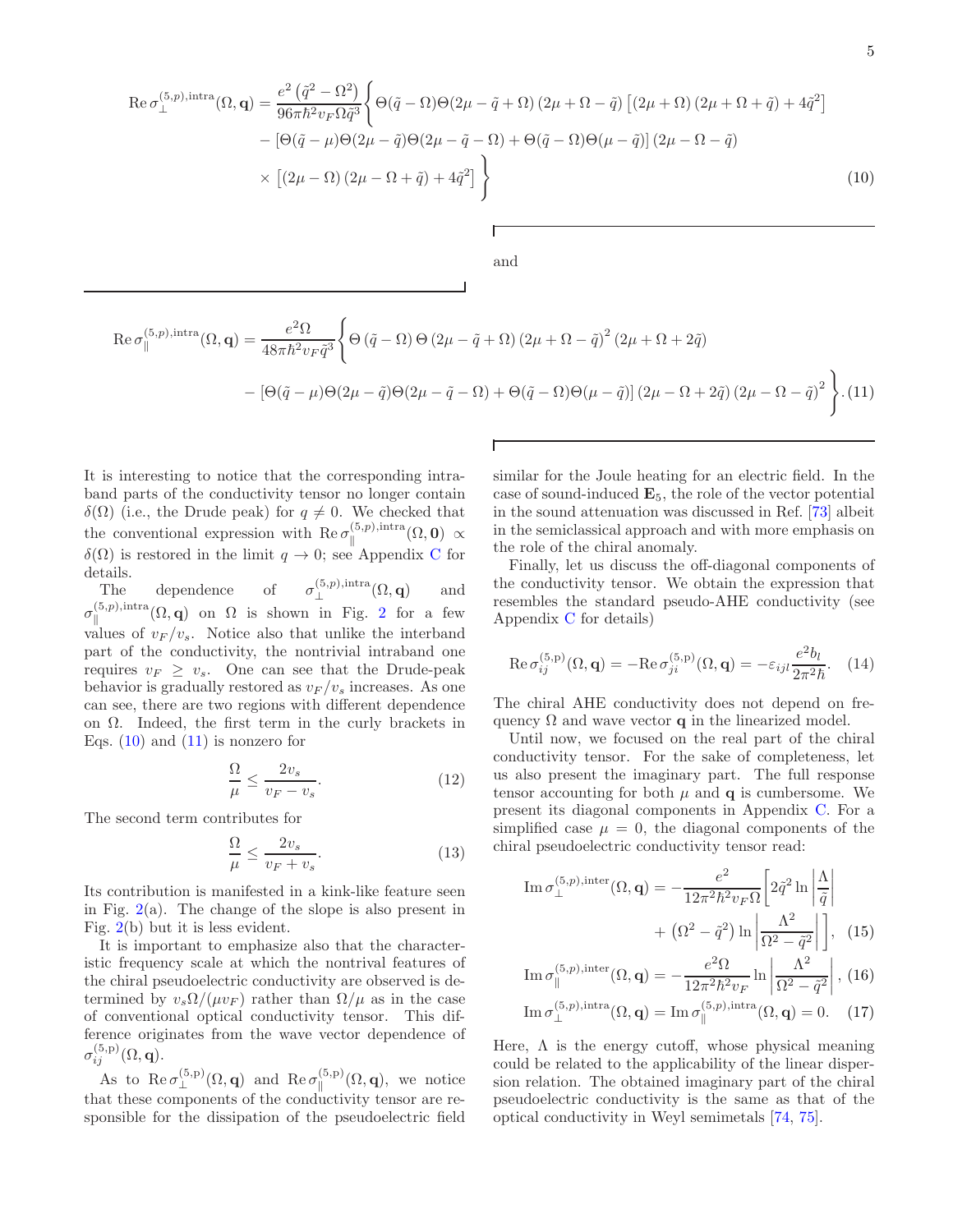$$\mathrm{Re}\,\sigma_{\perp}^{(5,p),\mathrm{intra}}(\Omega,\mathbf{q}) = \frac{e^2\left(\tilde{q}^2-\Omega^2\right)}{96\pi\hbar^2 v_F \Omega \tilde{q}^3}\Bigg\{\Theta(\tilde{q}-\Omega)\Theta(2\mu-\tilde{q}+\Omega)\left(2\mu+\Omega-\tilde{q}\right)\left[\left(2\mu+\Omega\right)\left(2\mu+\Omega+\tilde{q}\right)+4\tilde{q}^2\right]$$
$$-\left[\Theta(\tilde{q}-\mu)\Theta(2\mu-\tilde{q})\Theta(2\mu-\tilde{q}-\Omega)+\Theta(\tilde{q}-\Omega)\Theta(\mu-\tilde{q})\right]\left(2\mu-\Omega-\tilde{q}\right)$$
$$\times\left[\left(2\mu-\Omega\right)\left(2\mu-\Omega+\tilde{q}\right)+4\tilde{q}^2\right]\Bigg\} \tag{10}$$

and

$$\mathrm{Re}\,\sigma_{\parallel}^{(5,p),\mathrm{intra}}(\Omega,\mathbf{q}) = \frac{e^2\Omega}{48\pi\hbar^2 v_F \tilde{q}^3}\Bigg\{\Theta\left(\tilde{q}-\Omega\right)\Theta\left(2\mu-\tilde{q}+\Omega\right)\left(2\mu+\Omega-\tilde{q}\right)^2\left(2\mu+\Omega+2\tilde{q}\right)$$
$$-\left[\Theta(\tilde{q}-\mu)\Theta(2\mu-\tilde{q})\Theta(2\mu-\tilde{q}-\Omega)+\Theta(\tilde{q}-\Omega)\Theta(\mu-\tilde{q})\right]\left(2\mu-\Omega+2\tilde{q}\right)\left(2\mu-\Omega-\tilde{q}\right)^2\Bigg\}. \tag{11}$$

It is interesting to notice that the corresponding intraband parts of the conductivity tensor no longer contain $\delta(\Omega)$ (i.e., the Drude peak) for $q \neq 0$. We checked that the conventional expression with $\mathrm{Re}\,\sigma_{\parallel}^{(5,p),\mathrm{intra}}(\Omega,\mathbf{0}) \propto \delta(\Omega)$ is restored in the limit $q \to 0$; see Appendix C for details.

The dependence of $\sigma_{\perp}^{(5,p),\mathrm{intra}}(\Omega,\mathbf{q})$ and $\sigma_{\parallel}^{(5,p),\mathrm{intra}}(\Omega,\mathbf{q})$ on $\Omega$ is shown in Fig. 2 for a few values of $v_F/v_s$. Notice also that unlike the interband part of the conductivity, the nontrivial intraband one requires $v_F \geq v_s$. One can see that the Drude-peak behavior is gradually restored as $v_F/v_s$ increases. As one can see, there are two regions with different dependence on $\Omega$. Indeed, the first term in the curly brackets in Eqs. (10) and (11) is nonzero for

$$\frac{\Omega}{\mu} \leq \frac{2v_s}{v_F - v_s}. \tag{12}$$

The second term contributes for

$$\frac{\Omega}{\mu} \leq \frac{2v_s}{v_F + v_s}. \tag{13}$$

Its contribution is manifested in a kink-like feature seen in Fig. 2(a). The change of the slope is also present in Fig. 2(b) but it is less evident.

It is important to emphasize also that the characteristic frequency scale at which the nontrival features of the chiral pseudoelectric conductivity are observed is determined by $v_s\Omega/(\mu v_F)$ rather than $\Omega/\mu$ as in the case of conventional optical conductivity tensor. This difference originates from the wave vector dependence of $\sigma_{ij}^{(5,p)}(\Omega,\mathbf{q})$.

As to $\mathrm{Re}\,\sigma_{\perp}^{(5,p)}(\Omega,\mathbf{q})$ and $\mathrm{Re}\,\sigma_{\parallel}^{(5,p)}(\Omega,\mathbf{q})$, we notice that these components of the conductivity tensor are responsible for the dissipation of the pseudoelectric field similar for the Joule heating for an electric field. In the case of sound-induced $\mathbf{E}_5$, the role of the vector potential in the sound attenuation was discussed in Ref. [73] albeit in the semiclassical approach and with more emphasis on the role of the chiral anomaly.

Finally, let us discuss the off-diagonal components of the conductivity tensor. We obtain the expression that resembles the standard pseudo-AHE conductivity (see Appendix C for details)

$$\mathrm{Re}\,\sigma_{ij}^{(5,\mathrm{p})}(\Omega,\mathbf{q}) = -\mathrm{Re}\,\sigma_{ji}^{(5,\mathrm{p})}(\Omega,\mathbf{q}) = -\varepsilon_{ijl}\frac{e^2 b_l}{2\pi^2\hbar}. \tag{14}$$

The chiral AHE conductivity does not depend on frequency $\Omega$ and wave vector $\mathbf{q}$ in the linearized model.

Until now, we focused on the real part of the chiral conductivity tensor. For the sake of completeness, let us also present the imaginary part. The full response tensor accounting for both $\mu$ and $\mathbf{q}$ is cumbersome. We present its diagonal components in Appendix C. For a simplified case $\mu = 0$, the diagonal components of the chiral pseudoelectric conductivity tensor read:

$$\mathrm{Im}\,\sigma_{\perp}^{(5,p),\mathrm{inter}}(\Omega,\mathbf{q}) = -\frac{e^2}{12\pi^2\hbar^2 v_F \Omega}\Bigg[2\tilde{q}^2\ln\left|\frac{\Lambda}{\tilde{q}}\right| + \left(\Omega^2-\tilde{q}^2\right)\ln\left|\frac{\Lambda^2}{\Omega^2-\tilde{q}^2}\right|\Bigg], \tag{15}$$

$$\mathrm{Im}\,\sigma_{\parallel}^{(5,p),\mathrm{inter}}(\Omega,\mathbf{q}) = -\frac{e^2\Omega}{12\pi^2\hbar^2 v_F}\ln\left|\frac{\Lambda^2}{\Omega^2-\tilde{q}^2}\right|, \tag{16}$$

$$\mathrm{Im}\,\sigma_{\perp}^{(5,p),\mathrm{intra}}(\Omega,\mathbf{q}) = \mathrm{Im}\,\sigma_{\parallel}^{(5,p),\mathrm{intra}}(\Omega,\mathbf{q}) = 0. \tag{17}$$

Here, $\Lambda$ is the energy cutoff, whose physical meaning could be related to the applicability of the linear dispersion relation. The obtained imaginary part of the chiral pseudoelectric conductivity is the same as that of the optical conductivity in Weyl semimetals [74, 75].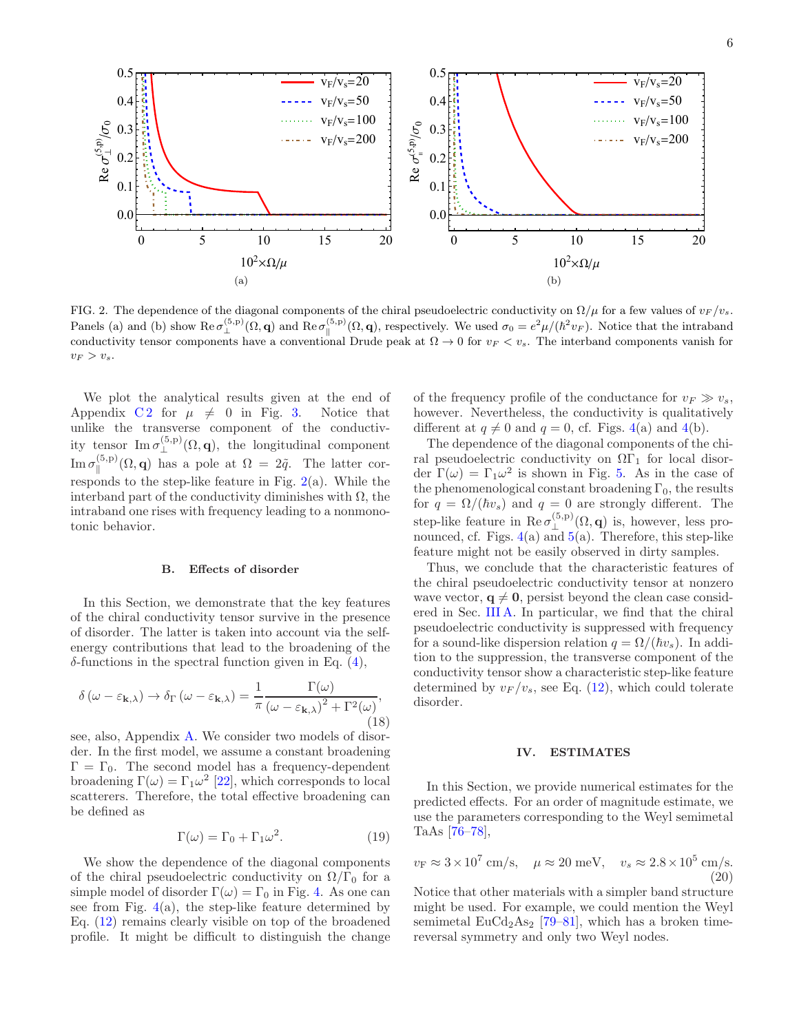FIG. 2. The dependence of the diagonal components of the chiral pseudoelectric conductivity on $\Omega/\mu$ for a few values of $v_F/v_s$. Panels (a) and (b) show $\mathrm{Re}\,\sigma_{\perp}^{(5,\mathrm{p})}(\Omega,\mathbf{q})$ and $\mathrm{Re}\,\sigma_{\parallel}^{(5,\mathrm{p})}(\Omega,\mathbf{q})$, respectively. We used $\sigma_0 = e^2\mu/(\hbar^2 v_F)$. Notice that the intraband conductivity tensor components have a conventional Drude peak at $\Omega \to 0$ for $v_F < v_s$. The interband components vanish for $v_F > v_s$.

We plot the analytical results given at the end of Appendix C2 for $\mu \neq 0$ in Fig. 3. Notice that unlike the transverse component of the conductivity tensor $\mathrm{Im}\,\sigma_{\perp}^{(5,\mathrm{p})}(\Omega,\mathbf{q})$, the longitudinal component $\mathrm{Im}\,\sigma_{\parallel}^{(5,\mathrm{p})}(\Omega,\mathbf{q})$ has a pole at $\Omega = 2\tilde{q}$. The latter corresponds to the step-like feature in Fig. 2(a). While the interband part of the conductivity diminishes with $\Omega$, the intraband one rises with frequency leading to a nonmonotonic behavior.

### B. Effects of disorder

In this Section, we demonstrate that the key features of the chiral conductivity tensor survive in the presence of disorder. The latter is taken into account via the self-energy contributions that lead to the broadening of the $\delta$-functions in the spectral function given in Eq. (4),

$$\delta\left(\omega - \varepsilon_{\mathbf{k},\lambda}\right) \to \delta_{\Gamma}\left(\omega - \varepsilon_{\mathbf{k},\lambda}\right) = \frac{1}{\pi}\frac{\Gamma(\omega)}{\left(\omega - \varepsilon_{\mathbf{k},\lambda}\right)^2 + \Gamma^2(\omega)}, \tag{18}$$

see, also, Appendix A. We consider two models of disorder. In the first model, we assume a constant broadening $\Gamma = \Gamma_0$. The second model has a frequency-dependent broadening $\Gamma(\omega) = \Gamma_1\omega^2$ [22], which corresponds to local scatterers. Therefore, the total effective broadening can be defined as

$$\Gamma(\omega) = \Gamma_0 + \Gamma_1\omega^2. \tag{19}$$

We show the dependence of the diagonal components of the chiral pseudoelectric conductivity on $\Omega/\Gamma_0$ for a simple model of disorder $\Gamma(\omega) = \Gamma_0$ in Fig. 4. As one can see from Fig. 4(a), the step-like feature determined by Eq. (12) remains clearly visible on top of the broadened profile. It might be difficult to distinguish the change of the frequency profile of the conductance for $v_F \gg v_s$, however. Nevertheless, the conductivity is qualitatively different at $q \neq 0$ and $q = 0$, cf. Figs. 4(a) and 4(b).

The dependence of the diagonal components of the chiral pseudoelectric conductivity on $\Omega\Gamma_1$ for local disorder $\Gamma(\omega) = \Gamma_1\omega^2$ is shown in Fig. 5. As in the case of the phenomenological constant broadening $\Gamma_0$, the results for $q = \Omega/(\hbar v_s)$ and $q = 0$ are strongly different. The step-like feature in $\mathrm{Re}\,\sigma_{\perp}^{(5,\mathrm{p})}(\Omega,\mathbf{q})$ is, however, less pronounced, cf. Figs. 4(a) and 5(a). Therefore, this step-like feature might not be easily observed in dirty samples.

Thus, we conclude that the characteristic features of the chiral pseudoelectric conductivity tensor at nonzero wave vector, $\mathbf{q} \neq \mathbf{0}$, persist beyond the clean case considered in Sec. III A. In particular, we find that the chiral pseudoelectric conductivity is suppressed with frequency for a sound-like dispersion relation $q = \Omega/(\hbar v_s)$. In addition to the suppression, the transverse component of the conductivity tensor show a characteristic step-like feature determined by $v_F/v_s$, see Eq. (12), which could tolerate disorder.

## IV. ESTIMATES

In this Section, we provide numerical estimates for the predicted effects. For an order of magnitude estimate, we use the parameters corresponding to the Weyl semimetal TaAs [76–78],

$$v_F \approx 3\times 10^7~\text{cm/s}, \quad \mu \approx 20~\text{meV}, \quad v_s \approx 2.8\times 10^5~\text{cm/s}. \tag{20}$$

Notice that other materials with a simpler band structure might be used. For example, we could mention the Weyl semimetal $EuCd_2As_2$ [79–81], which has a broken time-reversal symmetry and only two Weyl nodes.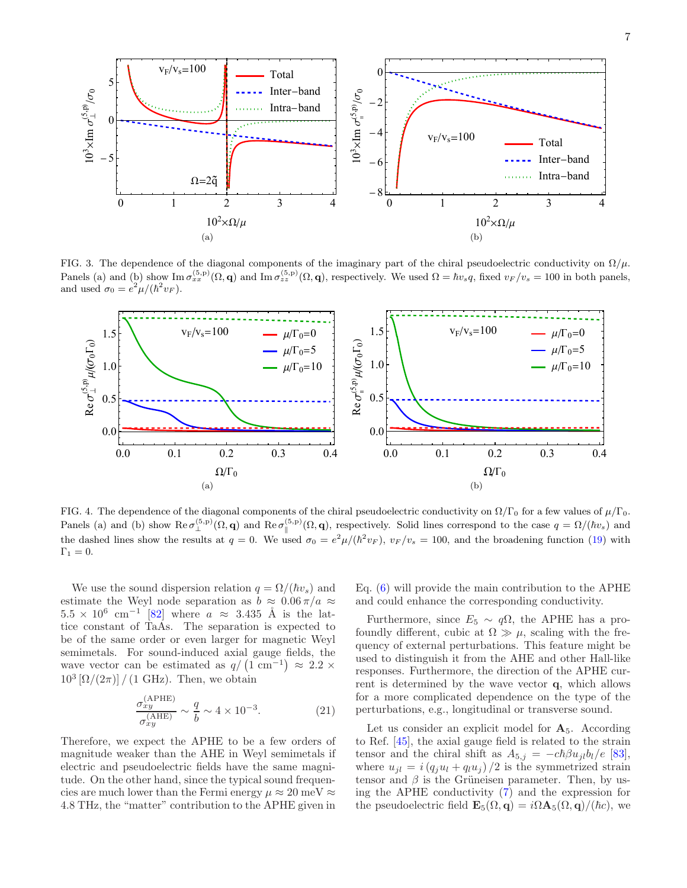FIG. 3. The dependence of the diagonal components of the imaginary part of the chiral pseudoelectric conductivity on $\Omega/\mu$. Panels (a) and (b) show $\mathrm{Im}\,\sigma_{xx}^{(5,\mathrm{p})}(\Omega,\mathbf{q})$ and $\mathrm{Im}\,\sigma_{zz}^{(5,\mathrm{p})}(\Omega,\mathbf{q})$, respectively. We used $\Omega = \hbar v_s q$, fixed $v_F/v_s = 100$ in both panels, and used $\sigma_0 = e^2\mu/(\hbar^2 v_F)$.

FIG. 4. The dependence of the diagonal components of the chiral pseudoelectric conductivity on $\Omega/\Gamma_0$ for a few values of $\mu/\Gamma_0$. Panels (a) and (b) show $\mathrm{Re}\,\sigma_{\perp}^{(5,\mathrm{p})}(\Omega,\mathbf{q})$ and $\mathrm{Re}\,\sigma_{\parallel}^{(5,\mathrm{p})}(\Omega,\mathbf{q})$, respectively. Solid lines correspond to the case $q = \Omega/(\hbar v_s)$ and the dashed lines show the results at $q = 0$. We used $\sigma_0 = e^2\mu/(\hbar^2 v_F)$, $v_F/v_s = 100$, and the broadening function (19) with $\Gamma_1 = 0$.

We use the sound dispersion relation $q = \Omega/(\hbar v_s)$ and estimate the Weyl node separation as $b \approx 0.06\,\pi/a \approx 5.5 \times 10^6~\mathrm{cm}^{-1}$ [82] where $a \approx 3.435$ Å is the lattice constant of TaAs. The separation is expected to be of the same order or even larger for magnetic Weyl semimetals. For sound-induced axial gauge fields, the wave vector can be estimated as $q/\left(1~\mathrm{cm}^{-1}\right) \approx 2.2 \times 10^3\,[\Omega/(2\pi)]\,/\,(1~\mathrm{GHz})$. Then, we obtain

$$\frac{\sigma_{xy}^{(\mathrm{APHE})}}{\sigma_{xy}^{(\mathrm{AHE})}} \sim \frac{q}{b} \sim 4 \times 10^{-3}. \tag{21}$$

Therefore, we expect the APHE to be a few orders of magnitude weaker than the AHE in Weyl semimetals if electric and pseudoelectric fields have the same magnitude. On the other hand, since the typical sound frequencies are much lower than the Fermi energy $\mu \approx 20$ meV $\approx 4.8$ THz, the "matter" contribution to the APHE given in Eq. (6) will provide the main contribution to the APHE and could enhance the corresponding conductivity.

Furthermore, since $E_5 \sim q\Omega$, the APHE has a profoundly different, cubic at $\Omega \gg \mu$, scaling with the frequency of external perturbations. This feature might be used to distinguish it from the AHE and other Hall-like responses. Furthermore, the direction of the APHE current is determined by the wave vector $\mathbf{q}$, which allows for a more complicated dependence on the type of the perturbations, e.g., longitudinal or transverse sound.

Let us consider an explicit model for $\mathbf{A}_5$. According to Ref. [45], the axial gauge field is related to the strain tensor and the chiral shift as $A_{5,j} = -c\hbar\beta u_{jl} b_l/e$ [83], where $u_{jl} = i\left(q_j u_l + q_l u_j\right)/2$ is the symmetrized strain tensor and $\beta$ is the Grüneisen parameter. Then, by using the APHE conductivity (7) and the expression for the pseudoelectric field $\mathbf{E}_5(\Omega,\mathbf{q}) = i\Omega\mathbf{A}_5(\Omega,\mathbf{q})/(\hbar c)$, we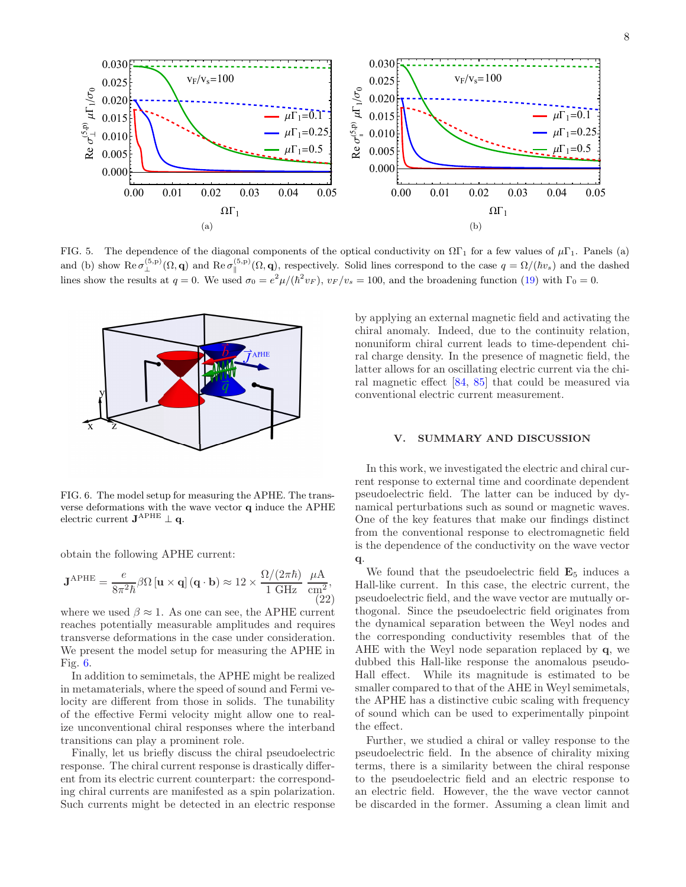FIG. 5. The dependence of the diagonal components of the optical conductivity on $\Omega\Gamma_1$ for a few values of $\mu\Gamma_1$. Panels (a) and (b) show $\mathrm{Re}\,\sigma_{\perp}^{(5,\mathrm{p})}(\Omega,\mathbf{q})$ and $\mathrm{Re}\,\sigma_{\parallel}^{(5,\mathrm{p})}(\Omega,\mathbf{q})$, respectively. Solid lines correspond to the case $q=\Omega/(\hbar v_s)$ and the dashed lines show the results at $q=0$. We used $\sigma_0=e^2\mu/(\hbar^2 v_F)$, $v_F/v_s=100$, and the broadening function (19) with $\Gamma_0=0$.

FIG. 6. The model setup for measuring the APHE. The transverse deformations with the wave vector $\mathbf{q}$ induce the APHE electric current $\mathbf{J}^{\mathrm{APHE}}\perp\mathbf{q}$.

obtain the following APHE current:

$$\mathbf{J}^{\mathrm{APHE}}=\frac{e}{8\pi^2\hbar}\beta\Omega\,[\mathbf{u}\times\mathbf{q}]\,(\mathbf{q}\cdot\mathbf{b})\approx 12\times\frac{\Omega/(2\pi\hbar)}{1\ \mathrm{GHz}}\,\frac{\mu\mathrm{A}}{\mathrm{cm}^2}, \tag{22}$$

where we used $\beta\approx 1$. As one can see, the APHE current reaches potentially measurable amplitudes and requires transverse deformations in the case under consideration. We present the model setup for measuring the APHE in Fig. 6.

In addition to semimetals, the APHE might be realized in metamaterials, where the speed of sound and Fermi velocity are different from those in solids. The tunability of the effective Fermi velocity might allow one to realize unconventional chiral responses where the interband transitions can play a prominent role.

Finally, let us briefly discuss the chiral pseudoelectric response. The chiral current response is drastically different from its electric current counterpart: the corresponding chiral currents are manifested as a spin polarization. Such currents might be detected in an electric response by applying an external magnetic field and activating the chiral anomaly. Indeed, due to the continuity relation, nonuniform chiral current leads to time-dependent chiral charge density. In the presence of magnetic field, the latter allows for an oscillating electric current via the chiral magnetic effect [84, 85] that could be measured via conventional electric current measurement.

## V. SUMMARY AND DISCUSSION

In this work, we investigated the electric and chiral current response to external time and coordinate dependent pseudoelectric field. The latter can be induced by dynamical perturbations such as sound or magnetic waves. One of the key features that make our findings distinct from the conventional response to electromagnetic field is the dependence of the conductivity on the wave vector $\mathbf{q}$.

We found that the pseudoelectric field $\mathbf{E}_5$ induces a Hall-like current. In this case, the electric current, the pseudoelectric field, and the wave vector are mutually orthogonal. Since the pseudoelectric field originates from the dynamical separation between the Weyl nodes and the corresponding conductivity resembles that of the AHE with the Weyl node separation replaced by $\mathbf{q}$, we dubbed this Hall-like response the anomalous pseudo-Hall effect. While its magnitude is estimated to be smaller compared to that of the AHE in Weyl semimetals, the APHE has a distinctive cubic scaling with frequency of sound which can be used to experimentally pinpoint the effect.

Further, we studied a chiral or valley response to the pseudoelectric field. In the absence of chirality mixing terms, there is a similarity between the chiral response to the pseudoelectric field and an electric response to an electric field. However, the the wave vector cannot be discarded in the former. Assuming a clean limit and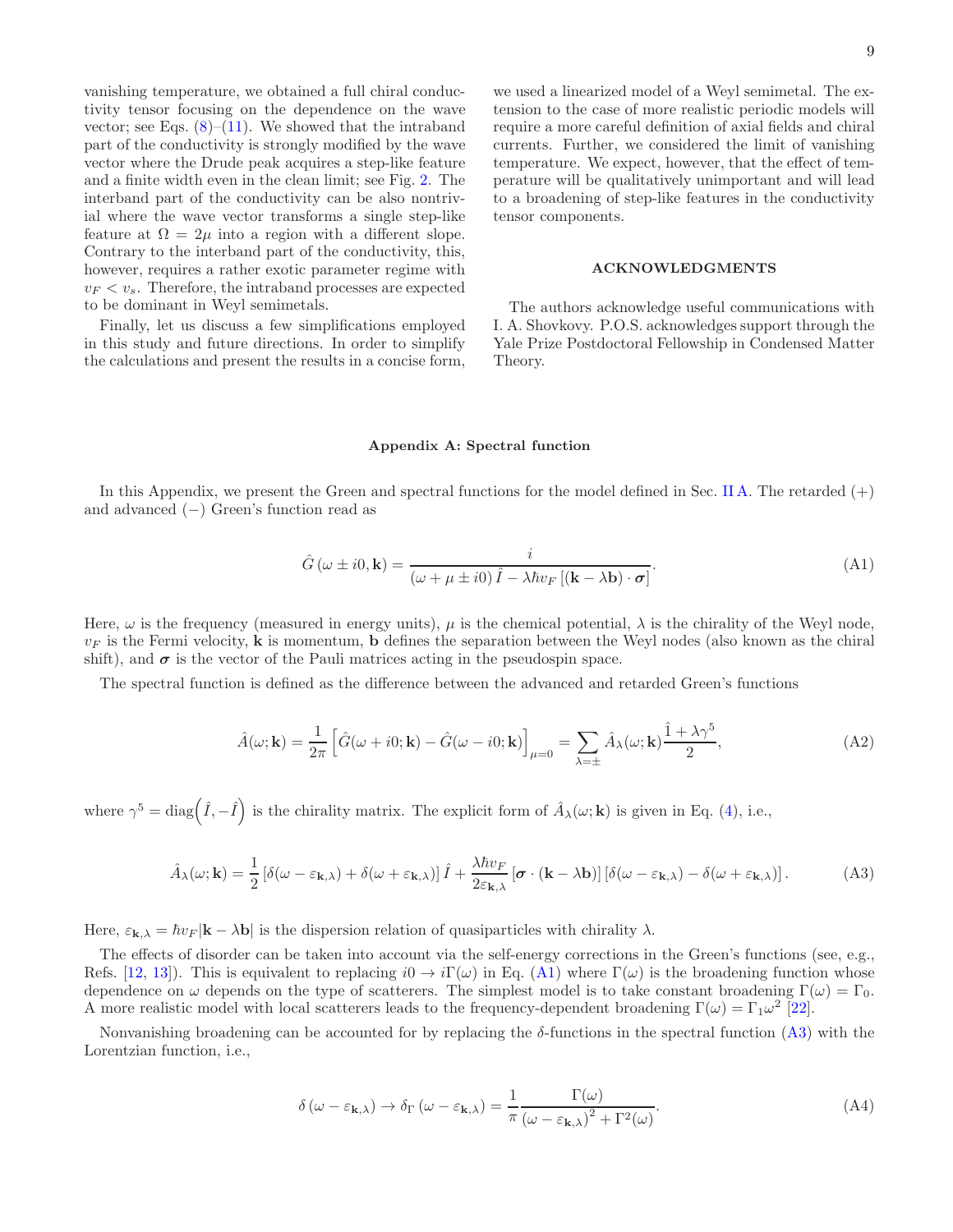vanishing temperature, we obtained a full chiral conductivity tensor focusing on the dependence on the wave vector; see Eqs. (8)–(11). We showed that the intraband part of the conductivity is strongly modified by the wave vector where the Drude peak acquires a step-like feature and a finite width even in the clean limit; see Fig. 2. The interband part of the conductivity can be also nontrivial where the wave vector transforms a single step-like feature at $\Omega = 2\mu$ into a region with a different slope. Contrary to the interband part of the conductivity, this, however, requires a rather exotic parameter regime with $v_F < v_s$. Therefore, the intraband processes are expected to be dominant in Weyl semimetals.

Finally, let us discuss a few simplifications employed in this study and future directions. In order to simplify the calculations and present the results in a concise form, we used a linearized model of a Weyl semimetal. The extension to the case of more realistic periodic models will require a more careful definition of axial fields and chiral currents. Further, we considered the limit of vanishing temperature. We expect, however, that the effect of temperature will be qualitatively unimportant and will lead to a broadening of step-like features in the conductivity tensor components.

## ACKNOWLEDGMENTS

The authors acknowledge useful communications with I. A. Shovkovy. P.O.S. acknowledges support through the Yale Prize Postdoctoral Fellowship in Condensed Matter Theory.

## Appendix A: Spectral function

In this Appendix, we present the Green and spectral functions for the model defined in Sec. II A. The retarded (+) and advanced (−) Green's function read as

$$\hat{G}\left(\omega \pm i0, \mathbf{k}\right) = \frac{i}{\left(\omega + \mu \pm i0\right)\hat{I} - \lambda \hbar v_F \left[\left(\mathbf{k} - \lambda \mathbf{b}\right)\cdot \boldsymbol{\sigma}\right]}. \tag{A1}$$

Here, $\omega$ is the frequency (measured in energy units), $\mu$ is the chemical potential, $\lambda$ is the chirality of the Weyl node, $v_F$ is the Fermi velocity, $\mathbf{k}$ is momentum, $\mathbf{b}$ defines the separation between the Weyl nodes (also known as the chiral shift), and $\boldsymbol{\sigma}$ is the vector of the Pauli matrices acting in the pseudospin space.

The spectral function is defined as the difference between the advanced and retarded Green's functions

$$\hat{A}(\omega; \mathbf{k}) = \frac{1}{2\pi}\left[\hat{G}(\omega + i0; \mathbf{k}) - \hat{G}(\omega - i0; \mathbf{k})\right]_{\mu=0} = \sum_{\lambda=\pm} \hat{A}_{\lambda}(\omega; \mathbf{k}) \frac{\hat{1} + \lambda \gamma^5}{2}, \tag{A2}$$

where $\gamma^5 = \mathrm{diag}\left(\hat{I}, -\hat{I}\right)$ is the chirality matrix. The explicit form of $\hat{A}_{\lambda}(\omega; \mathbf{k})$ is given in Eq. (4), i.e.,

$$\hat{A}_{\lambda}(\omega; \mathbf{k}) = \frac{1}{2}\left[\delta(\omega - \varepsilon_{\mathbf{k},\lambda}) + \delta(\omega + \varepsilon_{\mathbf{k},\lambda})\right]\hat{I} + \frac{\lambda \hbar v_F}{2\varepsilon_{\mathbf{k},\lambda}}\left[\boldsymbol{\sigma}\cdot(\mathbf{k} - \lambda \mathbf{b})\right]\left[\delta(\omega - \varepsilon_{\mathbf{k},\lambda}) - \delta(\omega + \varepsilon_{\mathbf{k},\lambda})\right]. \tag{A3}$$

Here, $\varepsilon_{\mathbf{k},\lambda} = \hbar v_F |\mathbf{k} - \lambda \mathbf{b}|$ is the dispersion relation of quasiparticles with chirality $\lambda$.

The effects of disorder can be taken into account via the self-energy corrections in the Green's functions (see, e.g., Refs. [12, 13]). This is equivalent to replacing $i0 \to i\Gamma(\omega)$ in Eq. (A1) where $\Gamma(\omega)$ is the broadening function whose dependence on $\omega$ depends on the type of scatterers. The simplest model is to take constant broadening $\Gamma(\omega) = \Gamma_0$. A more realistic model with local scatterers leads to the frequency-dependent broadening $\Gamma(\omega) = \Gamma_1 \omega^2$ [22].

Nonvanishing broadening can be accounted for by replacing the $\delta$-functions in the spectral function (A3) with the Lorentzian function, i.e.,

$$\delta\left(\omega - \varepsilon_{\mathbf{k},\lambda}\right) \to \delta_{\Gamma}\left(\omega - \varepsilon_{\mathbf{k},\lambda}\right) = \frac{1}{\pi}\frac{\Gamma(\omega)}{\left(\omega - \varepsilon_{\mathbf{k},\lambda}\right)^2 + \Gamma^2(\omega)}. \tag{A4}$$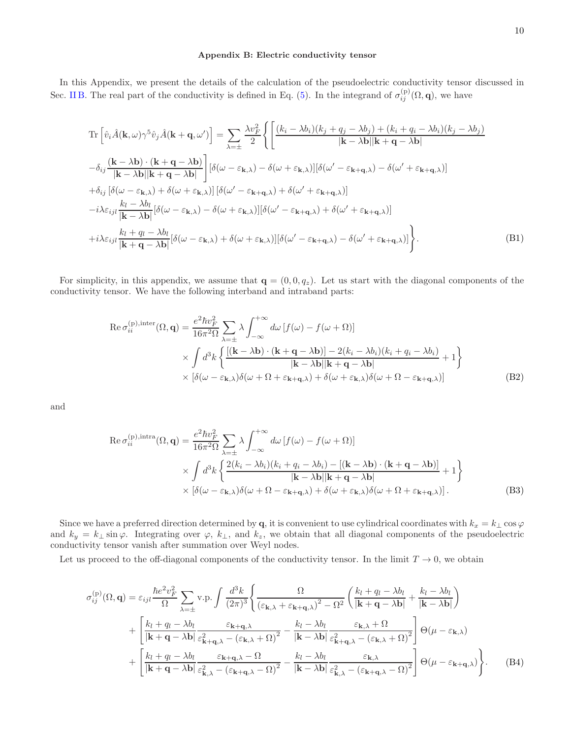### Appendix B: Electric conductivity tensor

In this Appendix, we present the details of the calculation of the pseudoelectric conductivity tensor discussed in Sec. II B. The real part of the conductivity is defined in Eq. (5). In the integrand of $\sigma_{ij}^{(\mathrm{p})}(\Omega,\mathbf{q})$, we have

$$
\begin{aligned}
\mathrm{Tr}\left[\hat{v}_i\hat{A}(\mathbf{k},\omega)\gamma^5\hat{v}_j\hat{A}(\mathbf{k}+\mathbf{q},\omega')\right] &= \sum_{\lambda=\pm}\frac{\lambda v_F^2}{2}\Bigg\{\Bigg[\frac{(k_i-\lambda b_i)(k_j+q_j-\lambda b_j)+(k_i+q_i-\lambda b_i)(k_j-\lambda b_j)}{|\mathbf{k}-\lambda\mathbf{b}||\mathbf{k}+\mathbf{q}-\lambda\mathbf{b}|} \\
&-\delta_{ij}\frac{(\mathbf{k}-\lambda\mathbf{b})\cdot(\mathbf{k}+\mathbf{q}-\lambda\mathbf{b})}{|\mathbf{k}-\lambda\mathbf{b}||\mathbf{k}+\mathbf{q}-\lambda\mathbf{b}|}\Bigg][\delta(\omega-\varepsilon_{\mathbf{k},\lambda})-\delta(\omega+\varepsilon_{\mathbf{k},\lambda})][\delta(\omega'-\varepsilon_{\mathbf{k}+\mathbf{q},\lambda})-\delta(\omega'+\varepsilon_{\mathbf{k}+\mathbf{q},\lambda})] \\
&+\delta_{ij}\left[\delta(\omega-\varepsilon_{\mathbf{k},\lambda})+\delta(\omega+\varepsilon_{\mathbf{k},\lambda})\right]\left[\delta(\omega'-\varepsilon_{\mathbf{k}+\mathbf{q},\lambda})+\delta(\omega'+\varepsilon_{\mathbf{k}+\mathbf{q},\lambda})\right] \\
&-i\lambda\varepsilon_{ijl}\frac{k_l-\lambda b_l}{|\mathbf{k}-\lambda\mathbf{b}|}[\delta(\omega-\varepsilon_{\mathbf{k},\lambda})-\delta(\omega+\varepsilon_{\mathbf{k},\lambda})][\delta(\omega'-\varepsilon_{\mathbf{k}+\mathbf{q},\lambda})+\delta(\omega'+\varepsilon_{\mathbf{k}+\mathbf{q},\lambda})] \\
&+i\lambda\varepsilon_{ijl}\frac{k_l+q_l-\lambda b_l}{|\mathbf{k}+\mathbf{q}-\lambda\mathbf{b}|}[\delta(\omega-\varepsilon_{\mathbf{k},\lambda})+\delta(\omega+\varepsilon_{\mathbf{k},\lambda})][\delta(\omega'-\varepsilon_{\mathbf{k}+\mathbf{q},\lambda})-\delta(\omega'+\varepsilon_{\mathbf{k}+\mathbf{q},\lambda})]\Bigg\}. \qquad \text{(B1)}
\end{aligned}
$$

For simplicity, in this appendix, we assume that $\mathbf{q}=(0,0,q_z)$. Let us start with the diagonal components of the conductivity tensor. We have the following interband and intraband parts:

$$
\begin{aligned}
\mathrm{Re}\,\sigma_{ii}^{(\mathrm{p}),\mathrm{inter}}(\Omega,\mathbf{q}) &= \frac{e^2\hbar v_F^2}{16\pi^2\Omega}\sum_{\lambda=\pm}\lambda\int_{-\infty}^{+\infty}d\omega\left[f(\omega)-f(\omega+\Omega)\right] \\
&\times\int d^3k\left\{\frac{[(\mathbf{k}-\lambda\mathbf{b})\cdot(\mathbf{k}+\mathbf{q}-\lambda\mathbf{b})]-2(k_i-\lambda b_i)(k_i+q_i-\lambda b_i)}{|\mathbf{k}-\lambda\mathbf{b}||\mathbf{k}+\mathbf{q}-\lambda\mathbf{b}|}+1\right\} \\
&\times\left[\delta(\omega-\varepsilon_{\mathbf{k},\lambda})\delta(\omega+\Omega+\varepsilon_{\mathbf{k}+\mathbf{q},\lambda})+\delta(\omega+\varepsilon_{\mathbf{k},\lambda})\delta(\omega+\Omega-\varepsilon_{\mathbf{k}+\mathbf{q},\lambda})\right] \qquad \text{(B2)}
\end{aligned}
$$

and

$$
\begin{aligned}
\mathrm{Re}\,\sigma_{ii}^{(\mathrm{p}),\mathrm{intra}}(\Omega,\mathbf{q}) &= \frac{e^2\hbar v_F^2}{16\pi^2\Omega}\sum_{\lambda=\pm}\lambda\int_{-\infty}^{+\infty}d\omega\left[f(\omega)-f(\omega+\Omega)\right] \\
&\times\int d^3k\left\{\frac{2(k_i-\lambda b_i)(k_i+q_i-\lambda b_i)-[(\mathbf{k}-\lambda\mathbf{b})\cdot(\mathbf{k}+\mathbf{q}-\lambda\mathbf{b})]}{|\mathbf{k}-\lambda\mathbf{b}||\mathbf{k}+\mathbf{q}-\lambda\mathbf{b}|}+1\right\} \\
&\times\left[\delta(\omega-\varepsilon_{\mathbf{k},\lambda})\delta(\omega+\Omega-\varepsilon_{\mathbf{k}+\mathbf{q},\lambda})+\delta(\omega+\varepsilon_{\mathbf{k},\lambda})\delta(\omega+\Omega+\varepsilon_{\mathbf{k}+\mathbf{q},\lambda})\right]. \qquad \text{(B3)}
\end{aligned}
$$

Since we have a preferred direction determined by $\mathbf{q}$, it is convenient to use cylindrical coordinates with $k_x=k_\perp\cos\varphi$ and $k_y=k_\perp\sin\varphi$. Integrating over $\varphi$, $k_\perp$, and $k_z$, we obtain that all diagonal components of the pseudoelectric conductivity tensor vanish after summation over Weyl nodes.

Let us proceed to the off-diagonal components of the conductivity tensor. In the limit $T\to0$, we obtain

$$
\begin{aligned}
\sigma_{ij}^{(\mathrm{p})}(\Omega,\mathbf{q}) &= \varepsilon_{ijl}\frac{\hbar e^2 v_F^2}{\Omega}\sum_{\lambda=\pm}\mathrm{v.p.}\int\frac{d^3k}{(2\pi)^3}\Bigg\{\frac{\Omega}{\left(\varepsilon_{\mathbf{k},\lambda}+\varepsilon_{\mathbf{k}+\mathbf{q},\lambda}\right)^2-\Omega^2}\left(\frac{k_l+q_l-\lambda b_l}{|\mathbf{k}+\mathbf{q}-\lambda\mathbf{b}|}+\frac{k_l-\lambda b_l}{|\mathbf{k}-\lambda\mathbf{b}|}\right) \\
&+\left[\frac{k_l+q_l-\lambda b_l}{|\mathbf{k}+\mathbf{q}-\lambda\mathbf{b}|}\frac{\varepsilon_{\mathbf{k}+\mathbf{q},\lambda}}{\varepsilon_{\mathbf{k}+\mathbf{q},\lambda}^2-\left(\varepsilon_{\mathbf{k},\lambda}+\Omega\right)^2}-\frac{k_l-\lambda b_l}{|\mathbf{k}-\lambda\mathbf{b}|}\frac{\varepsilon_{\mathbf{k},\lambda}+\Omega}{\varepsilon_{\mathbf{k}+\mathbf{q},\lambda}^2-\left(\varepsilon_{\mathbf{k},\lambda}+\Omega\right)^2}\right]\Theta(\mu-\varepsilon_{\mathbf{k},\lambda}) \\
&+\left[\frac{k_l+q_l-\lambda b_l}{|\mathbf{k}+\mathbf{q}-\lambda\mathbf{b}|}\frac{\varepsilon_{\mathbf{k}+\mathbf{q},\lambda}-\Omega}{\varepsilon_{\mathbf{k},\lambda}^2-\left(\varepsilon_{\mathbf{k}+\mathbf{q},\lambda}-\Omega\right)^2}-\frac{k_l-\lambda b_l}{|\mathbf{k}-\lambda\mathbf{b}|}\frac{\varepsilon_{\mathbf{k},\lambda}}{\varepsilon_{\mathbf{k},\lambda}^2-\left(\varepsilon_{\mathbf{k}+\mathbf{q},\lambda}-\Omega\right)^2}\right]\Theta(\mu-\varepsilon_{\mathbf{k}+\mathbf{q},\lambda})\Bigg\}. \qquad \text{(B4)}
\end{aligned}
$$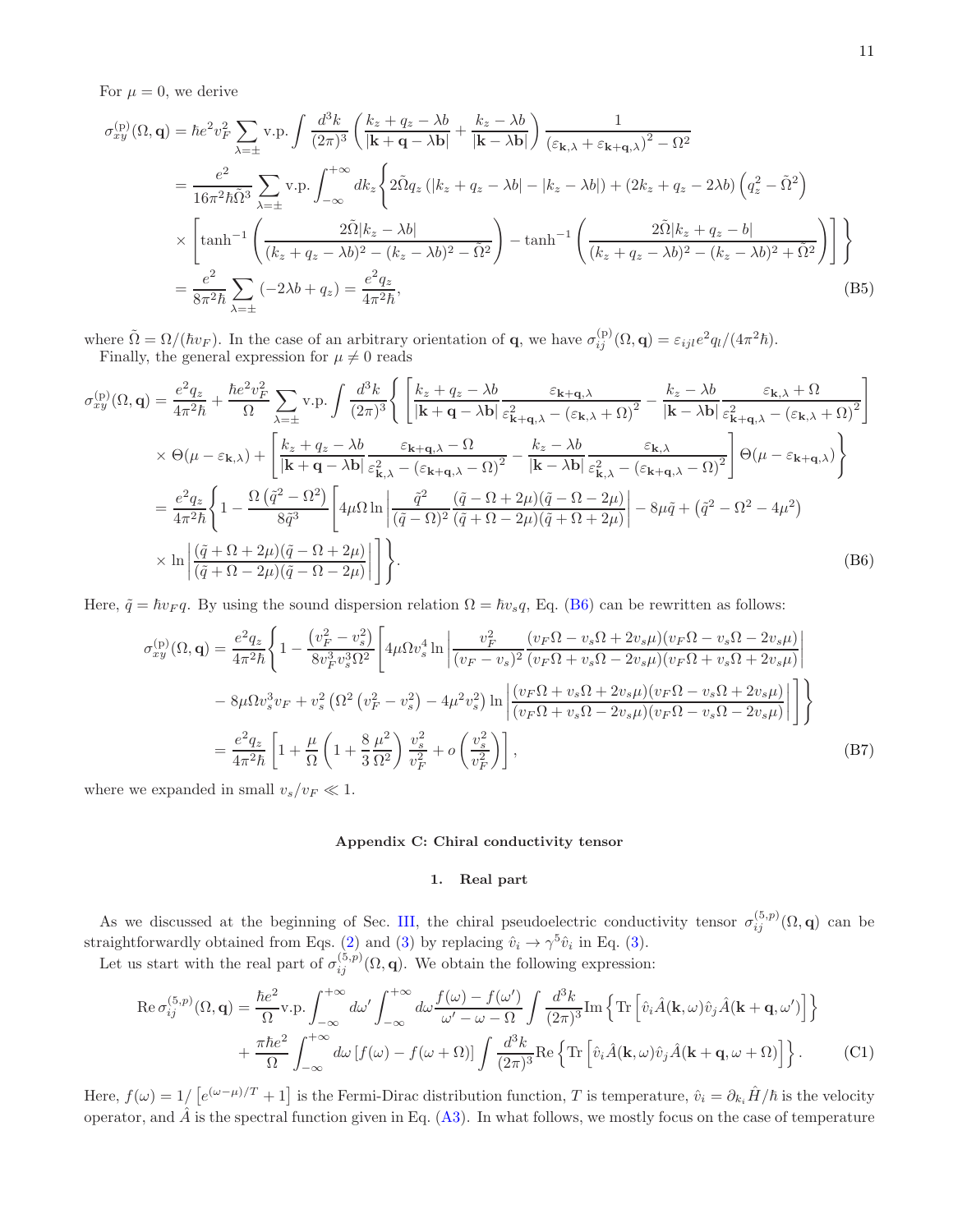For $\mu = 0$, we derive

$$
\begin{aligned}
\sigma_{xy}^{(\mathrm{p})}(\Omega, \mathbf{q}) &= \hbar e^2 v_F^2 \sum_{\lambda=\pm} \mathrm{v.p.} \int \frac{d^3k}{(2\pi)^3} \left( \frac{k_z + q_z - \lambda b}{|\mathbf{k}+\mathbf{q}-\lambda\mathbf{b}|} + \frac{k_z - \lambda b}{|\mathbf{k}-\lambda\mathbf{b}|} \right) \frac{1}{\left(\varepsilon_{\mathbf{k},\lambda} + \varepsilon_{\mathbf{k}+\mathbf{q},\lambda}\right)^2 - \Omega^2} \\
&= \frac{e^2}{16\pi^2\hbar\tilde{\Omega}^3} \sum_{\lambda=\pm} \mathrm{v.p.} \int_{-\infty}^{+\infty} dk_z \Bigg\{ 2\tilde{\Omega} q_z \left( |k_z + q_z - \lambda b| - |k_z - \lambda b| \right) + (2k_z + q_z - 2\lambda b)\left(q_z^2 - \tilde{\Omega}^2\right) \\
&\quad \times \left[ \tanh^{-1}\left( \frac{2\tilde{\Omega}|k_z - \lambda b|}{(k_z+q_z-\lambda b)^2 - (k_z - \lambda b)^2 - \tilde{\Omega}^2} \right) - \tanh^{-1}\left( \frac{2\tilde{\Omega}|k_z + q_z - b|}{(k_z+q_z-\lambda b)^2 - (k_z - \lambda b)^2 + \tilde{\Omega}^2} \right) \right] \Bigg\} \\
&= \frac{e^2}{8\pi^2\hbar} \sum_{\lambda=\pm} (-2\lambda b + q_z) = \frac{e^2 q_z}{4\pi^2\hbar},
\end{aligned} \tag{B5}
$$

where $\tilde{\Omega} = \Omega/(\hbar v_F)$. In the case of an arbitrary orientation of $\mathbf{q}$, we have $\sigma_{ij}^{(\mathrm{p})}(\Omega, \mathbf{q}) = \varepsilon_{ijl} e^2 q_l/(4\pi^2\hbar)$.

Finally, the general expression for $\mu \neq 0$ reads

$$
\begin{aligned}
\sigma_{xy}^{(\mathrm{p})}(\Omega, \mathbf{q}) &= \frac{e^2 q_z}{4\pi^2\hbar} + \frac{\hbar e^2 v_F^2}{\Omega} \sum_{\lambda=\pm} \mathrm{v.p.} \int \frac{d^3k}{(2\pi)^3} \Bigg\{ \left[ \frac{k_z + q_z - \lambda b}{|\mathbf{k}+\mathbf{q}-\lambda\mathbf{b}|} \frac{\varepsilon_{\mathbf{k}+\mathbf{q},\lambda}}{\varepsilon_{\mathbf{k}+\mathbf{q},\lambda}^2 - \left(\varepsilon_{\mathbf{k},\lambda} + \Omega\right)^2} - \frac{k_z - \lambda b}{|\mathbf{k}-\lambda\mathbf{b}|} \frac{\varepsilon_{\mathbf{k},\lambda} + \Omega}{\varepsilon_{\mathbf{k}+\mathbf{q},\lambda}^2 - \left(\varepsilon_{\mathbf{k},\lambda} + \Omega\right)^2} \right] \\
&\quad \times \Theta(\mu - \varepsilon_{\mathbf{k},\lambda}) + \left[ \frac{k_z + q_z - \lambda b}{|\mathbf{k}+\mathbf{q}-\lambda\mathbf{b}|} \frac{\varepsilon_{\mathbf{k}+\mathbf{q},\lambda} - \Omega}{\varepsilon_{\mathbf{k},\lambda}^2 - \left(\varepsilon_{\mathbf{k}+\mathbf{q},\lambda} - \Omega\right)^2} - \frac{k_z - \lambda b}{|\mathbf{k}-\lambda\mathbf{b}|} \frac{\varepsilon_{\mathbf{k},\lambda}}{\varepsilon_{\mathbf{k},\lambda}^2 - \left(\varepsilon_{\mathbf{k}+\mathbf{q},\lambda} - \Omega\right)^2} \right] \Theta(\mu - \varepsilon_{\mathbf{k}+\mathbf{q},\lambda}) \Bigg\} \\
&= \frac{e^2 q_z}{4\pi^2\hbar} \Bigg\{ 1 - \frac{\Omega\left(\tilde{q}^2 - \Omega^2\right)}{8\tilde{q}^3} \Bigg[ 4\mu\Omega \ln\left| \frac{\tilde{q}^2}{(\tilde{q}-\Omega)^2} \frac{(\tilde{q}-\Omega+2\mu)(\tilde{q}-\Omega-2\mu)}{(\tilde{q}+\Omega-2\mu)(\tilde{q}+\Omega+2\mu)} \right| - 8\mu\tilde{q} + \left(\tilde{q}^2 - \Omega^2 - 4\mu^2\right) \\
&\quad \times \ln\left| \frac{(\tilde{q}+\Omega+2\mu)(\tilde{q}-\Omega+2\mu)}{(\tilde{q}+\Omega-2\mu)(\tilde{q}-\Omega-2\mu)} \right| \Bigg] \Bigg\}.
\end{aligned} \tag{B6}
$$

Here, $\tilde{q} = \hbar v_F q$. By using the sound dispersion relation $\Omega = \hbar v_s q$, Eq. (B6) can be rewritten as follows:

$$
\begin{aligned}
\sigma_{xy}^{(\mathrm{p})}(\Omega, \mathbf{q}) &= \frac{e^2 q_z}{4\pi^2\hbar} \Bigg\{ 1 - \frac{\left(v_F^2 - v_s^2\right)}{8 v_F^3 v_s^3 \Omega^2} \Bigg[ 4\mu\Omega v_s^4 \ln\left| \frac{v_F^2}{(v_F - v_s)^2} \frac{(v_F\Omega - v_s\Omega + 2v_s\mu)(v_F\Omega - v_s\Omega - 2v_s\mu)}{(v_F\Omega + v_s\Omega - 2v_s\mu)(v_F\Omega + v_s\Omega + 2v_s\mu)} \right| \\
&\quad - 8\mu\Omega v_s^3 v_F + v_s^2\left(\Omega^2\left(v_F^2 - v_s^2\right) - 4\mu^2 v_s^2\right) \ln\left| \frac{(v_F\Omega + v_s\Omega + 2v_s\mu)(v_F\Omega - v_s\Omega + 2v_s\mu)}{(v_F\Omega + v_s\Omega - 2v_s\mu)(v_F\Omega - v_s\Omega - 2v_s\mu)} \right| \Bigg] \Bigg\} \\
&= \frac{e^2 q_z}{4\pi^2\hbar} \left[ 1 + \frac{\mu}{\Omega}\left( 1 + \frac{8}{3}\frac{\mu^2}{\Omega^2} \right) \frac{v_s^2}{v_F^2} + o\left(\frac{v_s^2}{v_F^2}\right) \right],
\end{aligned} \tag{B7}
$$

where we expanded in small $v_s/v_F \ll 1$.

## Appendix C: Chiral conductivity tensor

### 1. Real part

As we discussed at the beginning of Sec. III, the chiral pseudoelectric conductivity tensor $\sigma_{ij}^{(5,p)}(\Omega, \mathbf{q})$ can be straightforwardly obtained from Eqs. (2) and (3) by replacing $\hat{v}_i \to \gamma^5 \hat{v}_i$ in Eq. (3).

Let us start with the real part of $\sigma_{ij}^{(5,p)}(\Omega, \mathbf{q})$. We obtain the following expression:

$$
\begin{aligned}
\mathrm{Re}\, \sigma_{ij}^{(5,p)}(\Omega, \mathbf{q}) &= \frac{\hbar e^2}{\Omega} \mathrm{v.p.} \int_{-\infty}^{+\infty} d\omega' \int_{-\infty}^{+\infty} d\omega \frac{f(\omega) - f(\omega')}{\omega' - \omega - \Omega} \int \frac{d^3k}{(2\pi)^3} \mathrm{Im}\left\{ \mathrm{Tr}\left[ \hat{v}_i \hat{A}(\mathbf{k}, \omega) \hat{v}_j \hat{A}(\mathbf{k}+\mathbf{q}, \omega') \right] \right\} \\
&\quad + \frac{\pi\hbar e^2}{\Omega} \int_{-\infty}^{+\infty} d\omega \left[ f(\omega) - f(\omega + \Omega) \right] \int \frac{d^3k}{(2\pi)^3} \mathrm{Re}\left\{ \mathrm{Tr}\left[ \hat{v}_i \hat{A}(\mathbf{k}, \omega) \hat{v}_j \hat{A}(\mathbf{k}+\mathbf{q}, \omega + \Omega) \right] \right\}.
\end{aligned} \tag{C1}
$$

Here, $f(\omega) = 1/\left[e^{(\omega-\mu)/T} + 1\right]$ is the Fermi-Dirac distribution function, $T$ is temperature, $\hat{v}_i = \partial_{k_i}\hat{H}/\hbar$ is the velocity operator, and $\hat{A}$ is the spectral function given in Eq. (A3). In what follows, we mostly focus on the case of temperature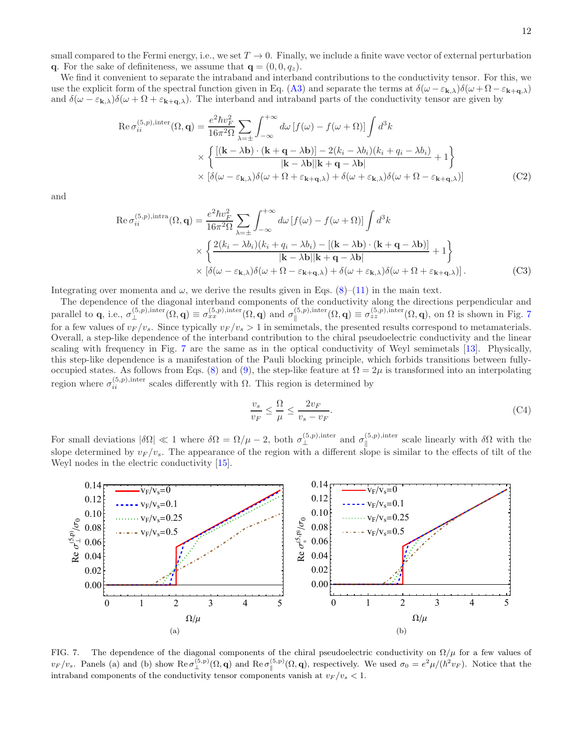small compared to the Fermi energy, i.e., we set $T \to 0$. Finally, we include a finite wave vector of external perturbation $\mathbf{q}$. For the sake of definiteness, we assume that $\mathbf{q} = (0, 0, q_z)$.

We find it convenient to separate the intraband and interband contributions to the conductivity tensor. For this, we use the explicit form of the spectral function given in Eq. (A3) and separate the terms at $\delta(\omega - \varepsilon_{\mathbf{k},\lambda})\delta(\omega + \Omega - \varepsilon_{\mathbf{k}+\mathbf{q},\lambda})$ and $\delta(\omega - \varepsilon_{\mathbf{k},\lambda})\delta(\omega + \Omega + \varepsilon_{\mathbf{k}+\mathbf{q},\lambda})$. The interband and intraband parts of the conductivity tensor are given by

$$
\begin{aligned}
\mathrm{Re}\,\sigma_{ii}^{(5,p),\mathrm{inter}}(\Omega, \mathbf{q}) = \frac{e^2 \hbar v_F^2}{16\pi^2 \Omega} \sum_{\lambda=\pm} \int_{-\infty}^{+\infty} d\omega \left[f(\omega) - f(\omega+\Omega)\right] \int d^3k \\
\times \left\{ \frac{[(\mathbf{k}-\lambda\mathbf{b})\cdot(\mathbf{k}+\mathbf{q}-\lambda\mathbf{b})] - 2(k_i - \lambda b_i)(k_i + q_i - \lambda b_i)}{|\mathbf{k}-\lambda\mathbf{b}||\mathbf{k}+\mathbf{q}-\lambda\mathbf{b}|} + 1 \right\} \\
\times \left[\delta(\omega - \varepsilon_{\mathbf{k},\lambda})\delta(\omega + \Omega + \varepsilon_{\mathbf{k}+\mathbf{q},\lambda}) + \delta(\omega + \varepsilon_{\mathbf{k},\lambda})\delta(\omega + \Omega - \varepsilon_{\mathbf{k}+\mathbf{q},\lambda})\right]
\end{aligned}
\tag{C2}
$$

and

$$
\begin{aligned}
\mathrm{Re}\,\sigma_{ii}^{(5,p),\mathrm{intra}}(\Omega, \mathbf{q}) = \frac{e^2 \hbar v_F^2}{16\pi^2 \Omega} \sum_{\lambda=\pm} \int_{-\infty}^{+\infty} d\omega \left[f(\omega) - f(\omega+\Omega)\right] \int d^3k \\
\times \left\{ \frac{2(k_i - \lambda b_i)(k_i + q_i - \lambda b_i) - [(\mathbf{k}-\lambda\mathbf{b})\cdot(\mathbf{k}+\mathbf{q}-\lambda\mathbf{b})]}{|\mathbf{k}-\lambda\mathbf{b}||\mathbf{k}+\mathbf{q}-\lambda\mathbf{b}|} + 1 \right\} \\
\times \left[\delta(\omega - \varepsilon_{\mathbf{k},\lambda})\delta(\omega + \Omega - \varepsilon_{\mathbf{k}+\mathbf{q},\lambda}) + \delta(\omega + \varepsilon_{\mathbf{k},\lambda})\delta(\omega + \Omega + \varepsilon_{\mathbf{k}+\mathbf{q},\lambda})\right].
\end{aligned}
\tag{C3}
$$

Integrating over momenta and $\omega$, we derive the results given in Eqs. (8)–(11) in the main text.

The dependence of the diagonal interband components of the conductivity along the directions perpendicular and parallel to $\mathbf{q}$, i.e., $\sigma_{\perp}^{(5,p),\mathrm{inter}}(\Omega, \mathbf{q}) \equiv \sigma_{xx}^{(5,p),\mathrm{inter}}(\Omega, \mathbf{q})$ and $\sigma_{\parallel}^{(5,p),\mathrm{inter}}(\Omega, \mathbf{q}) \equiv \sigma_{zz}^{(5,p),\mathrm{inter}}(\Omega, \mathbf{q})$, on $\Omega$ is shown in Fig. 7 for a few values of $v_F/v_s$. Since typically $v_F/v_s > 1$ in semimetals, the presented results correspond to metamaterials. Overall, a step-like dependence of the interband contribution to the chiral pseudoelectric conductivity and the linear scaling with frequency in Fig. 7 are the same as in the optical conductivity of Weyl semimetals [13]. Physically, this step-like dependence is a manifestation of the Pauli blocking principle, which forbids transitions between fully-occupied states. As follows from Eqs. (8) and (9), the step-like feature at $\Omega = 2\mu$ is transformed into an interpolating region where $\sigma_{ii}^{(5,p),\mathrm{inter}}$ scales differently with $\Omega$. This region is determined by

$$
\frac{v_s}{v_F} \le \frac{\Omega}{\mu} \le \frac{2v_F}{v_s - v_F}.
\tag{C4}
$$

For small deviations $|\delta\Omega| \ll 1$ where $\delta\Omega = \Omega/\mu - 2$, both $\sigma_{\perp}^{(5,p),\mathrm{inter}}$ and $\sigma_{\parallel}^{(5,p),\mathrm{inter}}$ scale linearly with $\delta\Omega$ with the slope determined by $v_F/v_s$. The appearance of the region with a different slope is similar to the effects of tilt of the Weyl nodes in the electric conductivity [15].

FIG. 7. The dependence of the diagonal components of the chiral pseudoelectric conductivity on $\Omega/\mu$ for a few values of $v_F/v_s$. Panels (a) and (b) show $\mathrm{Re}\,\sigma_{\perp}^{(5,p)}(\Omega, \mathbf{q})$ and $\mathrm{Re}\,\sigma_{\parallel}^{(5,p)}(\Omega, \mathbf{q})$, respectively. We used $\sigma_0 = e^2\mu/(\hbar^2 v_F)$. Notice that the intraband components of the conductivity tensor components vanish at $v_F/v_s < 1$.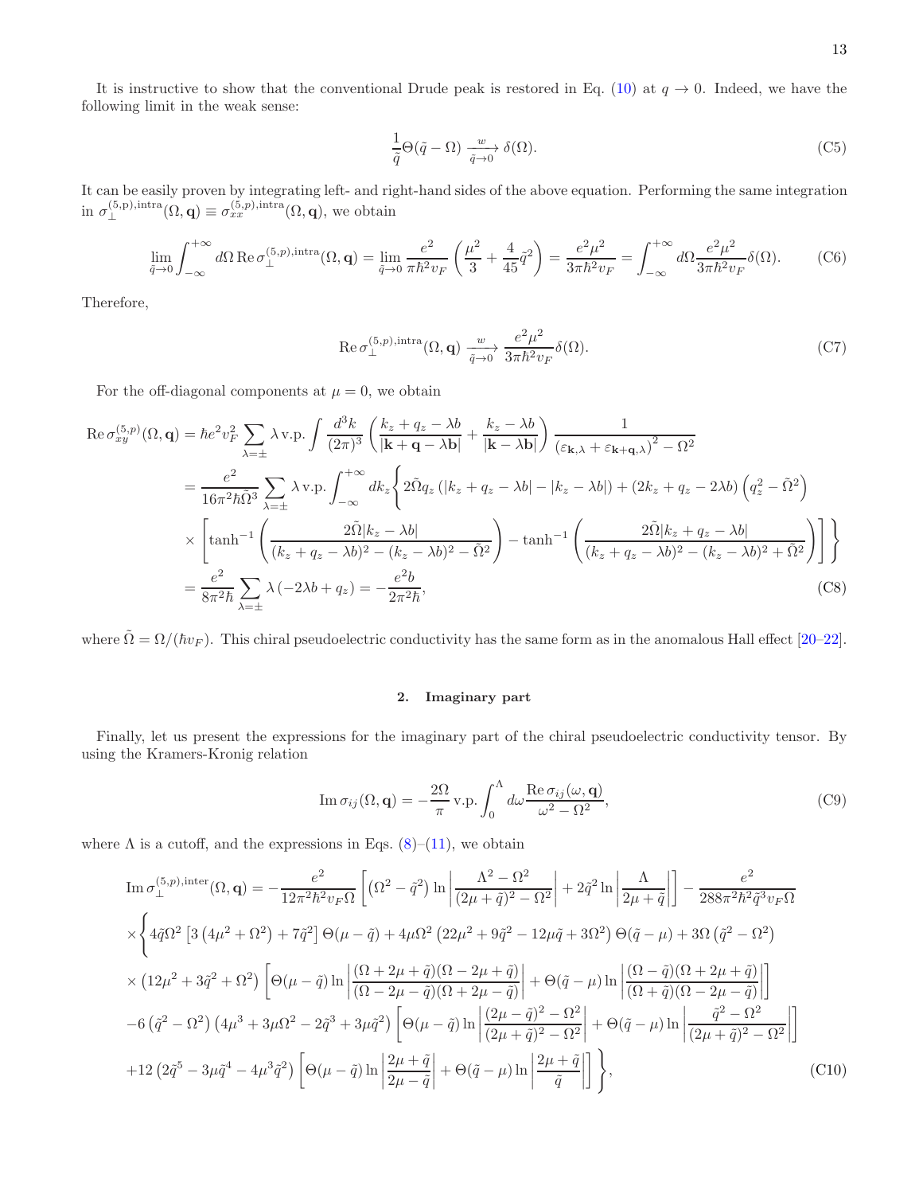It is instructive to show that the conventional Drude peak is restored in Eq. (10) at $q \to 0$. Indeed, we have the following limit in the weak sense:

$$\frac{1}{\tilde{q}}\Theta(\tilde{q}-\Omega) \xrightarrow[\tilde{q}\to 0]{w} \delta(\Omega). \tag{C5}$$

It can be easily proven by integrating left- and right-hand sides of the above equation. Performing the same integration in $\sigma_{\perp}^{(5,p),\text{intra}}(\Omega,\mathbf{q}) \equiv \sigma_{xx}^{(5,p),\text{intra}}(\Omega,\mathbf{q})$, we obtain

$$\lim_{\tilde{q}\to 0}\int_{-\infty}^{+\infty} d\Omega\, \text{Re}\,\sigma_{\perp}^{(5,p),\text{intra}}(\Omega,\mathbf{q}) = \lim_{\tilde{q}\to 0}\frac{e^2}{\pi\hbar^2 v_F}\left(\frac{\mu^2}{3}+\frac{4}{45}\tilde{q}^2\right) = \frac{e^2\mu^2}{3\pi\hbar^2 v_F} = \int_{-\infty}^{+\infty} d\Omega \frac{e^2\mu^2}{3\pi\hbar^2 v_F}\delta(\Omega). \tag{C6}$$

Therefore,

$$\text{Re}\,\sigma_{\perp}^{(5,p),\text{intra}}(\Omega,\mathbf{q}) \xrightarrow[\tilde{q}\to 0]{w} \frac{e^2\mu^2}{3\pi\hbar^2 v_F}\delta(\Omega). \tag{C7}$$

For the off-diagonal components at $\mu=0$, we obtain

$$\begin{aligned}
\text{Re}\,\sigma_{xy}^{(5,p)}(\Omega,\mathbf{q}) &= \hbar e^2 v_F^2 \sum_{\lambda=\pm}\lambda\, \text{v.p.}\int\frac{d^3k}{(2\pi)^3}\left(\frac{k_z+q_z-\lambda b}{|\mathbf{k}+\mathbf{q}-\lambda\mathbf{b}|}+\frac{k_z-\lambda b}{|\mathbf{k}-\lambda\mathbf{b}|}\right)\frac{1}{\left(\varepsilon_{\mathbf{k},\lambda}+\varepsilon_{\mathbf{k}+\mathbf{q},\lambda}\right)^2-\Omega^2} \\
&= \frac{e^2}{16\pi^2\hbar\tilde{\Omega}^3}\sum_{\lambda=\pm}\lambda\,\text{v.p.}\int_{-\infty}^{+\infty}dk_z\Bigg\{2\tilde{\Omega}q_z\left(|k_z+q_z-\lambda b|-|k_z-\lambda b|\right)+\left(2k_z+q_z-2\lambda b\right)\left(q_z^2-\tilde{\Omega}^2\right) \\
&\times\left[\tanh^{-1}\left(\frac{2\tilde{\Omega}|k_z-\lambda b|}{(k_z+q_z-\lambda b)^2-(k_z-\lambda b)^2-\tilde{\Omega}^2}\right)-\tanh^{-1}\left(\frac{2\tilde{\Omega}|k_z+q_z-\lambda b|}{(k_z+q_z-\lambda b)^2-(k_z-\lambda b)^2+\tilde{\Omega}^2}\right)\right]\Bigg\} \\
&= \frac{e^2}{8\pi^2\hbar}\sum_{\lambda=\pm}\lambda\left(-2\lambda b+q_z\right) = -\frac{e^2 b}{2\pi^2\hbar},
\end{aligned} \tag{C8}$$

where $\tilde{\Omega}=\Omega/(\hbar v_F)$. This chiral pseudoelectric conductivity has the same form as in the anomalous Hall effect [20–22].

## 2. Imaginary part

Finally, let us present the expressions for the imaginary part of the chiral pseudoelectric conductivity tensor. By using the Kramers-Kronig relation

$$\text{Im}\,\sigma_{ij}(\Omega,\mathbf{q}) = -\frac{2\Omega}{\pi}\,\text{v.p.}\int_0^{\Lambda}d\omega\frac{\text{Re}\,\sigma_{ij}(\omega,\mathbf{q})}{\omega^2-\Omega^2}, \tag{C9}$$

where $\Lambda$ is a cutoff, and the expressions in Eqs. (8)–(11), we obtain

$$\begin{aligned}
\text{Im}\,\sigma_{\perp}^{(5,p),\text{inter}}(\Omega,\mathbf{q}) &= -\frac{e^2}{12\pi^2\hbar^2 v_F\Omega}\left[\left(\Omega^2-\tilde{q}^2\right)\ln\left|\frac{\Lambda^2-\Omega^2}{(2\mu+\tilde{q})^2-\Omega^2}\right|+2\tilde{q}^2\ln\left|\frac{\Lambda}{2\mu+\tilde{q}}\right|\right]-\frac{e^2}{288\pi^2\hbar^2\tilde{q}^3 v_F\Omega} \\
&\times\Bigg\{4\tilde{q}\Omega^2\left[3\left(4\mu^2+\Omega^2\right)+7\tilde{q}^2\right]\Theta(\mu-\tilde{q})+4\mu\Omega^2\left(22\mu^2+9\tilde{q}^2-12\mu\tilde{q}+3\Omega^2\right)\Theta(\tilde{q}-\mu)+3\Omega\left(\tilde{q}^2-\Omega^2\right) \\
&\times\left(12\mu^2+3\tilde{q}^2+\Omega^2\right)\left[\Theta(\mu-\tilde{q})\ln\left|\frac{(\Omega+2\mu+\tilde{q})(\Omega-2\mu+\tilde{q})}{(\Omega-2\mu-\tilde{q})(\Omega+2\mu-\tilde{q})}\right|+\Theta(\tilde{q}-\mu)\ln\left|\frac{(\Omega-\tilde{q})(\Omega+2\mu+\tilde{q})}{(\Omega+\tilde{q})(\Omega-2\mu-\tilde{q})}\right|\right] \\
&-6\left(\tilde{q}^2-\Omega^2\right)\left(4\mu^3+3\mu\Omega^2-2\tilde{q}^3+3\mu\tilde{q}^2\right)\left[\Theta(\mu-\tilde{q})\ln\left|\frac{(2\mu-\tilde{q})^2-\Omega^2}{(2\mu+\tilde{q})^2-\Omega^2}\right|+\Theta(\tilde{q}-\mu)\ln\left|\frac{\tilde{q}^2-\Omega^2}{(2\mu+\tilde{q})^2-\Omega^2}\right|\right] \\
&+12\left(2\tilde{q}^5-3\mu\tilde{q}^4-4\mu^3\tilde{q}^2\right)\left[\Theta(\mu-\tilde{q})\ln\left|\frac{2\mu+\tilde{q}}{2\mu-\tilde{q}}\right|+\Theta(\tilde{q}-\mu)\ln\left|\frac{2\mu+\tilde{q}}{\tilde{q}}\right|\right]\Bigg\},
\end{aligned} \tag{C10}$$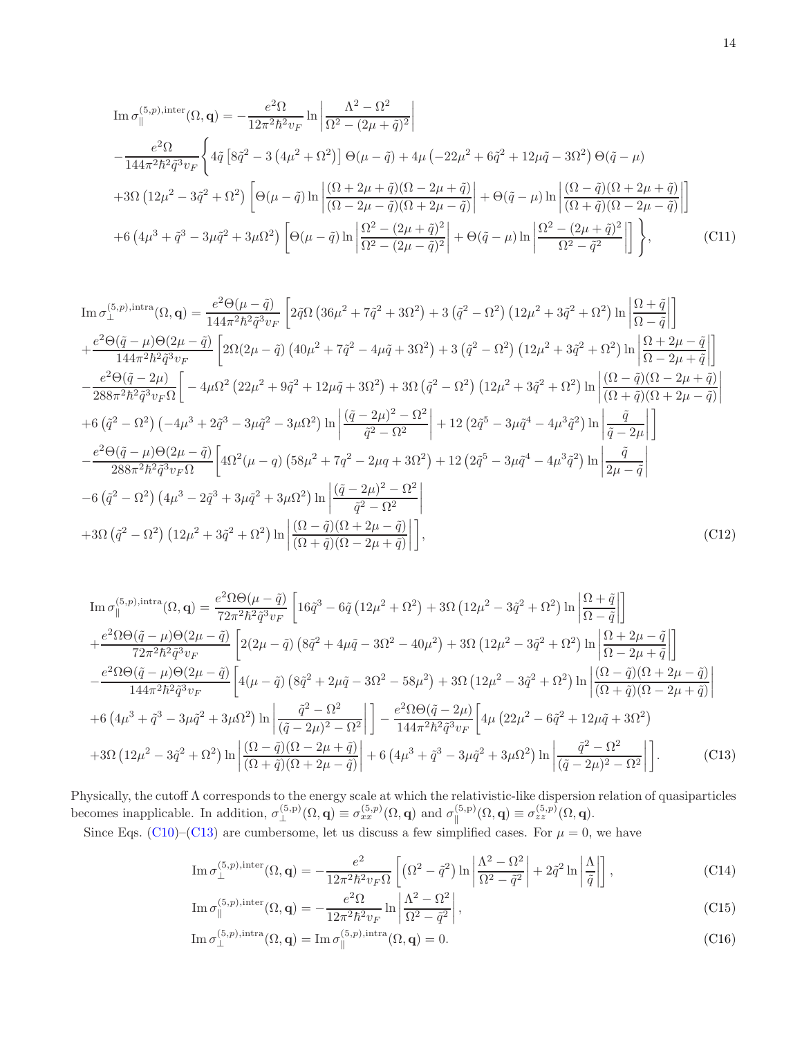$$
\begin{aligned}
&\operatorname{Im}\sigma_{\parallel}^{(5,p),\mathrm{inter}}(\Omega,\mathbf{q}) = -\frac{e^2\Omega}{12\pi^2\hbar^2 v_F}\ln\left|\frac{\Lambda^2-\Omega^2}{\Omega^2-(2\mu+\tilde{q})^2}\right| \\
&-\frac{e^2\Omega}{144\pi^2\hbar^2\tilde{q}^3 v_F}\Bigg\{4\tilde{q}\left[8\tilde{q}^2-3\left(4\mu^2+\Omega^2\right)\right]\Theta(\mu-\tilde{q})+4\mu\left(-22\mu^2+6\tilde{q}^2+12\mu\tilde{q}-3\Omega^2\right)\Theta(\tilde{q}-\mu) \\
&+3\Omega\left(12\mu^2-3\tilde{q}^2+\Omega^2\right)\left[\Theta(\mu-\tilde{q})\ln\left|\frac{(\Omega+2\mu+\tilde{q})(\Omega-2\mu+\tilde{q})}{(\Omega-2\mu-\tilde{q})(\Omega+2\mu-\tilde{q})}\right|+\Theta(\tilde{q}-\mu)\ln\left|\frac{(\Omega-\tilde{q})(\Omega+2\mu+\tilde{q})}{(\Omega+\tilde{q})(\Omega-2\mu-\tilde{q})}\right|\right] \\
&+6\left(4\mu^3+\tilde{q}^3-3\mu\tilde{q}^2+3\mu\Omega^2\right)\left[\Theta(\mu-\tilde{q})\ln\left|\frac{\Omega^2-(2\mu+\tilde{q})^2}{\Omega^2-(2\mu-\tilde{q})^2}\right|+\Theta(\tilde{q}-\mu)\ln\left|\frac{\Omega^2-(2\mu+\tilde{q})^2}{\Omega^2-\tilde{q}^2}\right|\right]\Bigg\}, \qquad \text{(C11)}
\end{aligned}
$$

$$
\begin{aligned}
&\operatorname{Im}\sigma_{\perp}^{(5,p),\mathrm{intra}}(\Omega,\mathbf{q}) = \frac{e^2\Theta(\mu-\tilde{q})}{144\pi^2\hbar^2\tilde{q}^3 v_F}\left[2\tilde{q}\Omega\left(36\mu^2+7\tilde{q}^2+3\Omega^2\right)+3\left(\tilde{q}^2-\Omega^2\right)\left(12\mu^2+3\tilde{q}^2+\Omega^2\right)\ln\left|\frac{\Omega+\tilde{q}}{\Omega-\tilde{q}}\right|\right] \\
&+\frac{e^2\Theta(\tilde{q}-\mu)\Theta(2\mu-\tilde{q})}{144\pi^2\hbar^2\tilde{q}^3 v_F}\left[2\Omega(2\mu-\tilde{q})\left(40\mu^2+7\tilde{q}^2-4\mu\tilde{q}+3\Omega^2\right)+3\left(\tilde{q}^2-\Omega^2\right)\left(12\mu^2+3\tilde{q}^2+\Omega^2\right)\ln\left|\frac{\Omega+2\mu-\tilde{q}}{\Omega-2\mu+\tilde{q}}\right|\right] \\
&-\frac{e^2\Theta(\tilde{q}-2\mu)}{288\pi^2\hbar^2\tilde{q}^3 v_F\Omega}\Bigg[-4\mu\Omega^2\left(22\mu^2+9\tilde{q}^2+12\mu\tilde{q}+3\Omega^2\right)+3\Omega\left(\tilde{q}^2-\Omega^2\right)\left(12\mu^2+3\tilde{q}^2+\Omega^2\right)\ln\left|\frac{(\Omega-\tilde{q})(\Omega-2\mu+\tilde{q})}{(\Omega+\tilde{q})(\Omega+2\mu-\tilde{q})}\right| \\
&+6\left(\tilde{q}^2-\Omega^2\right)\left(-4\mu^3+2\tilde{q}^3-3\mu\tilde{q}^2-3\mu\Omega^2\right)\ln\left|\frac{(\tilde{q}-2\mu)^2-\Omega^2}{\tilde{q}^2-\Omega^2}\right|+12\left(2\tilde{q}^5-3\mu\tilde{q}^4-4\mu^3\tilde{q}^2\right)\ln\left|\frac{\tilde{q}}{\tilde{q}-2\mu}\right|\Bigg] \\
&-\frac{e^2\Theta(\tilde{q}-\mu)\Theta(2\mu-\tilde{q})}{288\pi^2\hbar^2\tilde{q}^3 v_F\Omega}\Bigg[4\Omega^2(\mu-q)\left(58\mu^2+7q^2-2\mu q+3\Omega^2\right)+12\left(2\tilde{q}^5-3\mu\tilde{q}^4-4\mu^3\tilde{q}^2\right)\ln\left|\frac{\tilde{q}}{2\mu-\tilde{q}}\right| \\
&-6\left(\tilde{q}^2-\Omega^2\right)\left(4\mu^3-2\tilde{q}^3+3\mu\tilde{q}^2+3\mu\Omega^2\right)\ln\left|\frac{(\tilde{q}-2\mu)^2-\Omega^2}{\tilde{q}^2-\Omega^2}\right| \\
&+3\Omega\left(\tilde{q}^2-\Omega^2\right)\left(12\mu^2+3\tilde{q}^2+\Omega^2\right)\ln\left|\frac{(\Omega-\tilde{q})(\Omega+2\mu-\tilde{q})}{(\Omega+\tilde{q})(\Omega-2\mu+\tilde{q})}\right|\Bigg], \qquad \text{(C12)}
\end{aligned}
$$

$$
\begin{aligned}
&\operatorname{Im}\sigma_{\parallel}^{(5,p),\mathrm{intra}}(\Omega,\mathbf{q}) = \frac{e^2\Omega\Theta(\mu-\tilde{q})}{72\pi^2\hbar^2\tilde{q}^3 v_F}\left[16\tilde{q}^3-6\tilde{q}\left(12\mu^2+\Omega^2\right)+3\Omega\left(12\mu^2-3\tilde{q}^2+\Omega^2\right)\ln\left|\frac{\Omega+\tilde{q}}{\Omega-\tilde{q}}\right|\right] \\
&+\frac{e^2\Omega\Theta(\tilde{q}-\mu)\Theta(2\mu-\tilde{q})}{72\pi^2\hbar^2\tilde{q}^3 v_F}\left[2(2\mu-\tilde{q})\left(8\tilde{q}^2+4\mu\tilde{q}-3\Omega^2-40\mu^2\right)+3\Omega\left(12\mu^2-3\tilde{q}^2+\Omega^2\right)\ln\left|\frac{\Omega+2\mu-\tilde{q}}{\Omega-2\mu+\tilde{q}}\right|\right] \\
&-\frac{e^2\Omega\Theta(\tilde{q}-\mu)\Theta(2\mu-\tilde{q})}{144\pi^2\hbar^2\tilde{q}^3 v_F}\Bigg[4(\mu-\tilde{q})\left(8\tilde{q}^2+2\mu\tilde{q}-3\Omega^2-58\mu^2\right)+3\Omega\left(12\mu^2-3\tilde{q}^2+\Omega^2\right)\ln\left|\frac{(\Omega-\tilde{q})(\Omega+2\mu-\tilde{q})}{(\Omega+\tilde{q})(\Omega-2\mu+\tilde{q})}\right| \\
&+6\left(4\mu^3+\tilde{q}^3-3\mu\tilde{q}^2+3\mu\Omega^2\right)\ln\left|\frac{\tilde{q}^2-\Omega^2}{(\tilde{q}-2\mu)^2-\Omega^2}\right|\Bigg]-\frac{e^2\Omega\Theta(\tilde{q}-2\mu)}{144\pi^2\hbar^2\tilde{q}^3 v_F}\Bigg[4\mu\left(22\mu^2-6\tilde{q}^2+12\mu\tilde{q}+3\Omega^2\right) \\
&+3\Omega\left(12\mu^2-3\tilde{q}^2+\Omega^2\right)\ln\left|\frac{(\Omega-\tilde{q})(\Omega-2\mu+\tilde{q})}{(\Omega+\tilde{q})(\Omega+2\mu-\tilde{q})}\right|+6\left(4\mu^3+\tilde{q}^3-3\mu\tilde{q}^2+3\mu\Omega^2\right)\ln\left|\frac{\tilde{q}^2-\Omega^2}{(\tilde{q}-2\mu)^2-\Omega^2}\right|\Bigg]. \qquad \text{(C13)}
\end{aligned}
$$

Physically, the cutoff $\Lambda$ corresponds to the energy scale at which the relativistic-like dispersion relation of quasiparticles becomes inapplicable. In addition, $\sigma_{\perp}^{(5,\mathrm{p})}(\Omega,\mathbf{q}) \equiv \sigma_{xx}^{(5,p)}(\Omega,\mathbf{q})$ and $\sigma_{\parallel}^{(5,\mathrm{p})}(\Omega,\mathbf{q}) \equiv \sigma_{zz}^{(5,p)}(\Omega,\mathbf{q})$.

Since Eqs. (C10)–(C13) are cumbersome, let us discuss a few simplified cases. For $\mu=0$, we have

$$
\operatorname{Im}\sigma_{\perp}^{(5,p),\mathrm{inter}}(\Omega,\mathbf{q}) = -\frac{e^2}{12\pi^2\hbar^2 v_F\Omega}\left[\left(\Omega^2-\tilde{q}^2\right)\ln\left|\frac{\Lambda^2-\Omega^2}{\Omega^2-\tilde{q}^2}\right|+2\tilde{q}^2\ln\left|\frac{\Lambda}{\tilde{q}}\right|\right], \qquad \text{(C14)}
$$

$$
\operatorname{Im}\sigma_{\parallel}^{(5,p),\mathrm{inter}}(\Omega,\mathbf{q}) = -\frac{e^2\Omega}{12\pi^2\hbar^2 v_F}\ln\left|\frac{\Lambda^2-\Omega^2}{\Omega^2-\tilde{q}^2}\right|, \qquad \text{(C15)}
$$

$$
\operatorname{Im}\sigma_{\perp}^{(5,p),\mathrm{intra}}(\Omega,\mathbf{q}) = \operatorname{Im}\sigma_{\parallel}^{(5,p),\mathrm{intra}}(\Omega,\mathbf{q}) = 0. \qquad \text{(C16)}
$$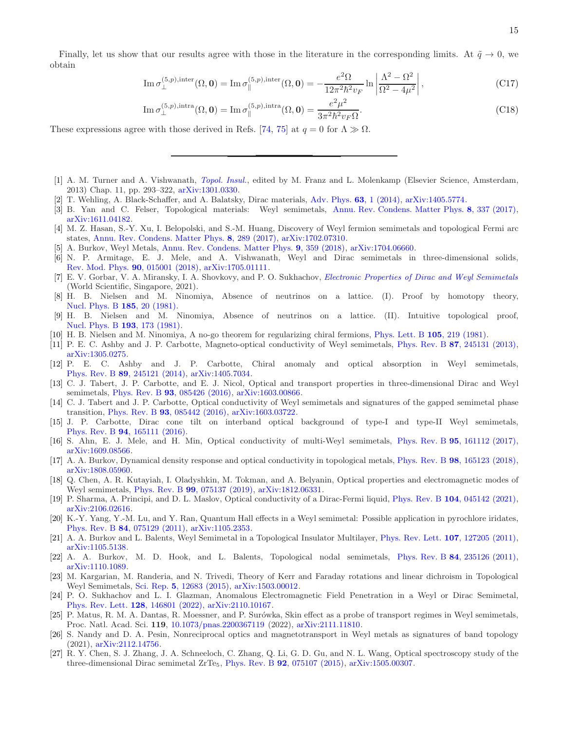Finally, let us show that our results agree with those in the literature in the corresponding limits. At $\tilde{q} \to 0$, we obtain

$$\mathrm{Im}\,\sigma_{\perp}^{(5,p),\mathrm{inter}}(\Omega, \mathbf{0}) = \mathrm{Im}\,\sigma_{\parallel}^{(5,p),\mathrm{inter}}(\Omega, \mathbf{0}) = -\frac{e^2\Omega}{12\pi^2\hbar^2 v_F} \ln\left|\frac{\Lambda^2 - \Omega^2}{\Omega^2 - 4\mu^2}\right|, \tag{C17}$$

$$\mathrm{Im}\,\sigma_{\perp}^{(5,p),\mathrm{intra}}(\Omega, \mathbf{0}) = \mathrm{Im}\,\sigma_{\parallel}^{(5,p),\mathrm{intra}}(\Omega, \mathbf{0}) = \frac{e^2\mu^2}{3\pi^2\hbar^2 v_F \Omega}. \tag{C18}$$

These expressions agree with those derived in Refs. [74, 75] at $q = 0$ for $\Lambda \gg \Omega$.

---

[1] A. M. Turner and A. Vishwanath, *Topol. Insul.*, edited by M. Franz and L. Molenkamp (Elsevier Science, Amsterdam, 2013) Chap. 11, pp. 293–322, arXiv:1301.0330.

[2] T. Wehling, A. Black-Schaffer, and A. Balatsky, Dirac materials, Adv. Phys. **63**, 1 (2014), arXiv:1405.5774.

[3] B. Yan and C. Felser, Topological materials: Weyl semimetals, Annu. Rev. Condens. Matter Phys. **8**, 337 (2017), arXiv:1611.04182.

[4] M. Z. Hasan, S.-Y. Xu, I. Belopolski, and S.-M. Huang, Discovery of Weyl fermion semimetals and topological Fermi arc states, Annu. Rev. Condens. Matter Phys. **8**, 289 (2017), arXiv:1702.07310.

[5] A. Burkov, Weyl Metals, Annu. Rev. Condens. Matter Phys. **9**, 359 (2018), arXiv:1704.06660.

[6] N. P. Armitage, E. J. Mele, and A. Vishwanath, Weyl and Dirac semimetals in three-dimensional solids, Rev. Mod. Phys. **90**, 015001 (2018), arXiv:1705.01111.

[7] E. V. Gorbar, V. A. Miransky, I. A. Shovkovy, and P. O. Sukhachov, *Electronic Properties of Dirac and Weyl Semimetals* (World Scientific, Singapore, 2021).

[8] H. B. Nielsen and M. Ninomiya, Absence of neutrinos on a lattice. (I). Proof by homotopy theory, Nucl. Phys. B **185**, 20 (1981).

[9] H. B. Nielsen and M. Ninomiya, Absence of neutrinos on a lattice. (II). Intuitive topological proof, Nucl. Phys. B **193**, 173 (1981).

[10] H. B. Nielsen and M. Ninomiya, A no-go theorem for regularizing chiral fermions, Phys. Lett. B **105**, 219 (1981).

[11] P. E. C. Ashby and J. P. Carbotte, Magneto-optical conductivity of Weyl semimetals, Phys. Rev. B **87**, 245131 (2013), arXiv:1305.0275.

[12] P. E. C. Ashby and J. P. Carbotte, Chiral anomaly and optical absorption in Weyl semimetals, Phys. Rev. B **89**, 245121 (2014), arXiv:1405.7034.

[13] C. J. Tabert, J. P. Carbotte, and E. J. Nicol, Optical and transport properties in three-dimensional Dirac and Weyl semimetals, Phys. Rev. B **93**, 085426 (2016), arXiv:1603.00866.

[14] C. J. Tabert and J. P. Carbotte, Optical conductivity of Weyl semimetals and signatures of the gapped semimetal phase transition, Phys. Rev. B **93**, 085442 (2016), arXiv:1603.03722.

[15] J. P. Carbotte, Dirac cone tilt on interband optical background of type-I and type-II Weyl semimetals, Phys. Rev. B **94**, 165111 (2016).

[16] S. Ahn, E. J. Mele, and H. Min, Optical conductivity of multi-Weyl semimetals, Phys. Rev. B **95**, 161112 (2017), arXiv:1609.08566.

[17] A. A. Burkov, Dynamical density response and optical conductivity in topological metals, Phys. Rev. B **98**, 165123 (2018), arXiv:1808.05960.

[18] Q. Chen, A. R. Kutayiah, I. Oladyshkin, M. Tokman, and A. Belyanin, Optical properties and electromagnetic modes of Weyl semimetals, Phys. Rev. B **99**, 075137 (2019), arXiv:1812.06331.

[19] P. Sharma, A. Principi, and D. L. Maslov, Optical conductivity of a Dirac-Fermi liquid, Phys. Rev. B **104**, 045142 (2021), arXiv:2106.02616.

[20] K.-Y. Yang, Y.-M. Lu, and Y. Ran, Quantum Hall effects in a Weyl semimetal: Possible application in pyrochlore iridates, Phys. Rev. B **84**, 075129 (2011), arXiv:1105.2353.

[21] A. A. Burkov and L. Balents, Weyl Semimetal in a Topological Insulator Multilayer, Phys. Rev. Lett. **107**, 127205 (2011), arXiv:1105.5138.

[22] A. A. Burkov, M. D. Hook, and L. Balents, Topological nodal semimetals, Phys. Rev. B **84**, 235126 (2011), arXiv:1110.1089.

[23] M. Kargarian, M. Randeria, and N. Trivedi, Theory of Kerr and Faraday rotations and linear dichroism in Topological Weyl Semimetals, Sci. Rep. **5**, 12683 (2015), arXiv:1503.00012.

[24] P. O. Sukhachov and L. I. Glazman, Anomalous Electromagnetic Field Penetration in a Weyl or Dirac Semimetal, Phys. Rev. Lett. **128**, 146801 (2022), arXiv:2110.10167.

[25] P. Matus, R. M. A. Dantas, R. Moessner, and P. Surówka, Skin effect as a probe of transport regimes in Weyl semimetals, Proc. Natl. Acad. Sci. **119**, 10.1073/pnas.2200367119 (2022), arXiv:2111.11810.

[26] S. Nandy and D. A. Pesin, Nonreciprocal optics and magnetotransport in Weyl metals as signatures of band topology (2021), arXiv:2112.14756.

[27] R. Y. Chen, S. J. Zhang, J. A. Schneeloch, C. Zhang, Q. Li, G. D. Gu, and N. L. Wang, Optical spectroscopy study of the three-dimensional Dirac semimetal $ZrTe_5$, Phys. Rev. B **92**, 075107 (2015), arXiv:1505.00307.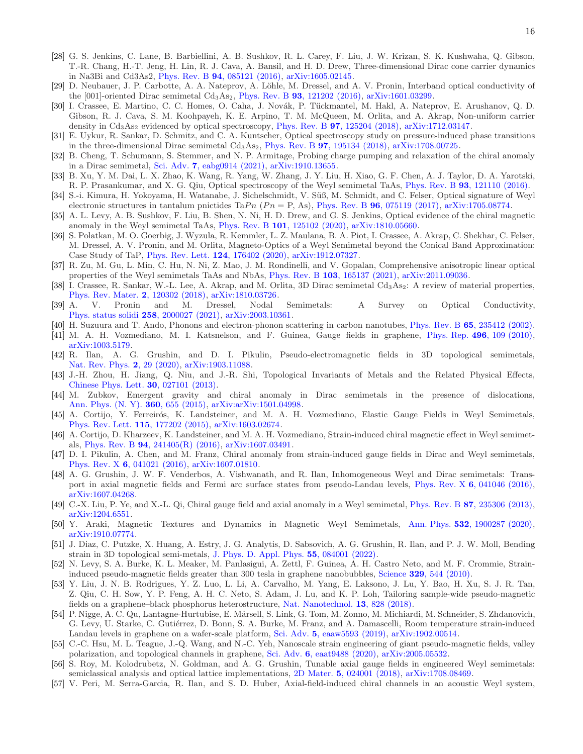[28] G. S. Jenkins, C. Lane, B. Barbiellini, A. B. Sushkov, R. L. Carey, F. Liu, J. W. Krizan, S. K. Kushwaha, Q. Gibson, T.-R. Chang, H.-T. Jeng, H. Lin, R. J. Cava, A. Bansil, and H. D. Drew, Three-dimensional Dirac cone carrier dynamics in Na3Bi and Cd3As2, Phys. Rev. B **94**, 085121 (2016), arXiv:1605.02145.

[29] D. Neubauer, J. P. Carbotte, A. A. Nateprov, A. Löhle, M. Dressel, and A. V. Pronin, Interband optical conductivity of the [001]-oriented Dirac semimetal $Cd_3As_2$, Phys. Rev. B **93**, 121202 (2016), arXiv:1601.03299.

[30] I. Crassee, E. Martino, C. C. Homes, O. Caha, J. Novák, P. Tückmantel, M. Hakl, A. Nateprov, E. Arushanov, Q. D. Gibson, R. J. Cava, S. M. Koohpayeh, K. E. Arpino, T. M. McQueen, M. Orlita, and A. Akrap, Non-uniform carrier density in $Cd_3As_2$ evidenced by optical spectroscopy, Phys. Rev. B **97**, 125204 (2018), arXiv:1712.03147.

[31] E. Uykur, R. Sankar, D. Schmitz, and C. A. Kuntscher, Optical spectroscopy study on pressure-induced phase transitions in the three-dimensional Dirac semimetal $Cd_3As_2$, Phys. Rev. B **97**, 195134 (2018), arXiv:1708.00725.

[32] B. Cheng, T. Schumann, S. Stemmer, and N. P. Armitage, Probing charge pumping and relaxation of the chiral anomaly in a Dirac semimetal, Sci. Adv. **7**, eabg0914 (2021), arXiv:1910.13655.

[33] B. Xu, Y. M. Dai, L. X. Zhao, K. Wang, R. Yang, W. Zhang, J. Y. Liu, H. Xiao, G. F. Chen, A. J. Taylor, D. A. Yarotski, R. P. Prasankumar, and X. G. Qiu, Optical spectroscopy of the Weyl semimetal TaAs, Phys. Rev. B **93**, 121110 (2016).

[34] S.-i. Kimura, H. Yokoyama, H. Watanabe, J. Sichelschmidt, V. Süß, M. Schmidt, and C. Felser, Optical signature of Weyl electronic structures in tantalum pnictides Ta*Pn* (*Pn* = P, As), Phys. Rev. B **96**, 075119 (2017), arXiv:1705.08774.

[35] A. L. Levy, A. B. Sushkov, F. Liu, B. Shen, N. Ni, H. D. Drew, and G. S. Jenkins, Optical evidence of the chiral magnetic anomaly in the Weyl semimetal TaAs, Phys. Rev. B **101**, 125102 (2020), arXiv:1810.05660.

[36] S. Polatkan, M. O. Goerbig, J. Wyzula, R. Kemmler, L. Z. Maulana, B. A. Piot, I. Crassee, A. Akrap, C. Shekhar, C. Felser, M. Dressel, A. V. Pronin, and M. Orlita, Magneto-Optics of a Weyl Semimetal beyond the Conical Band Approximation: Case Study of TaP, Phys. Rev. Lett. **124**, 176402 (2020), arXiv:1912.07327.

[37] R. Zu, M. Gu, L. Min, C. Hu, N. Ni, Z. Mao, J. M. Rondinelli, and V. Gopalan, Comprehensive anisotropic linear optical properties of the Weyl semimetals TaAs and NbAs, Phys. Rev. B **103**, 165137 (2021), arXiv:2011.09036.

[38] I. Crassee, R. Sankar, W.-L. Lee, A. Akrap, and M. Orlita, 3D Dirac semimetal $Cd_3As_2$: A review of material properties, Phys. Rev. Mater. **2**, 120302 (2018), arXiv:1810.03726.

[39] A. V. Pronin and M. Dressel, Nodal Semimetals: A Survey on Optical Conductivity, Phys. status solidi **258**, 2000027 (2021), arXiv:2003.10361.

[40] H. Suzuura and T. Ando, Phonons and electron-phonon scattering in carbon nanotubes, Phys. Rev. B **65**, 235412 (2002).

[41] M. A. H. Vozmediano, M. I. Katsnelson, and F. Guinea, Gauge fields in graphene, Phys. Rep. **496**, 109 (2010), arXiv:1003.5179.

[42] R. Ilan, A. G. Grushin, and D. I. Pikulin, Pseudo-electromagnetic fields in 3D topological semimetals, Nat. Rev. Phys. **2**, 29 (2020), arXiv:1903.11088.

[43] J.-H. Zhou, H. Jiang, Q. Niu, and J.-R. Shi, Topological Invariants of Metals and the Related Physical Effects, Chinese Phys. Lett. **30**, 027101 (2013).

[44] M. Zubkov, Emergent gravity and chiral anomaly in Dirac semimetals in the presence of dislocations, Ann. Phys. (N. Y). **360**, 655 (2015), arXiv:arXiv:1501.04998.

[45] A. Cortijo, Y. Ferreirós, K. Landsteiner, and M. A. H. Vozmediano, Elastic Gauge Fields in Weyl Semimetals, Phys. Rev. Lett. **115**, 177202 (2015), arXiv:1603.02674.

[46] A. Cortijo, D. Kharzeev, K. Landsteiner, and M. A. H. Vozmediano, Strain-induced chiral magnetic effect in Weyl semimetals, Phys. Rev. B **94**, 241405(R) (2016), arXiv:1607.03491.

[47] D. I. Pikulin, A. Chen, and M. Franz, Chiral anomaly from strain-induced gauge fields in Dirac and Weyl semimetals, Phys. Rev. X **6**, 041021 (2016), arXiv:1607.01810.

[48] A. G. Grushin, J. W. F. Venderbos, A. Vishwanath, and R. Ilan, Inhomogeneous Weyl and Dirac semimetals: Transport in axial magnetic fields and Fermi arc surface states from pseudo-Landau levels, Phys. Rev. X **6**, 041046 (2016), arXiv:1607.04268.

[49] C.-X. Liu, P. Ye, and X.-L. Qi, Chiral gauge field and axial anomaly in a Weyl semimetal, Phys. Rev. B **87**, 235306 (2013), arXiv:1204.6551.

[50] Y. Araki, Magnetic Textures and Dynamics in Magnetic Weyl Semimetals, Ann. Phys. **532**, 1900287 (2020), arXiv:1910.07774.

[51] J. Diaz, C. Putzke, X. Huang, A. Estry, J. G. Analytis, D. Sabsovich, A. G. Grushin, R. Ilan, and P. J. W. Moll, Bending strain in 3D topological semi-metals, J. Phys. D. Appl. Phys. **55**, 084001 (2022).

[52] N. Levy, S. A. Burke, K. L. Meaker, M. Panlasigui, A. Zettl, F. Guinea, A. H. Castro Neto, and M. F. Crommie, Strain-induced pseudo-magnetic fields greater than 300 tesla in graphene nanobubbles, Science **329**, 544 (2010).

[53] Y. Liu, J. N. B. Rodrigues, Y. Z. Luo, L. Li, A. Carvalho, M. Yang, E. Laksono, J. Lu, Y. Bao, H. Xu, S. J. R. Tan, Z. Qiu, C. H. Sow, Y. P. Feng, A. H. C. Neto, S. Adam, J. Lu, and K. P. Loh, Tailoring sample-wide pseudo-magnetic fields on a graphene–black phosphorus heterostructure, Nat. Nanotechnol. **13**, 828 (2018).

[54] P. Nigge, A. C. Qu, Lantagne-Hurtubise, E. Mårsell, S. Link, G. Tom, M. Zonno, M. Michiardi, M. Schneider, S. Zhdanovich, G. Levy, U. Starke, C. Gutiérrez, D. Bonn, S. A. Burke, M. Franz, and A. Damascelli, Room temperature strain-induced Landau levels in graphene on a wafer-scale platform, Sci. Adv. **5**, eaaw5593 (2019), arXiv:1902.00514.

[55] C.-C. Hsu, M. L. Teague, J.-Q. Wang, and N.-C. Yeh, Nanoscale strain engineering of giant pseudo-magnetic fields, valley polarization, and topological channels in graphene, Sci. Adv. **6**, eaat9488 (2020), arXiv:2005.05532.

[56] S. Roy, M. Kolodrubetz, N. Goldman, and A. G. Grushin, Tunable axial gauge fields in engineered Weyl semimetals: semiclassical analysis and optical lattice implementations, 2D Mater. **5**, 024001 (2018), arXiv:1708.08469.

[57] V. Peri, M. Serra-Garcia, R. Ilan, and S. D. Huber, Axial-field-induced chiral channels in an acoustic Weyl system,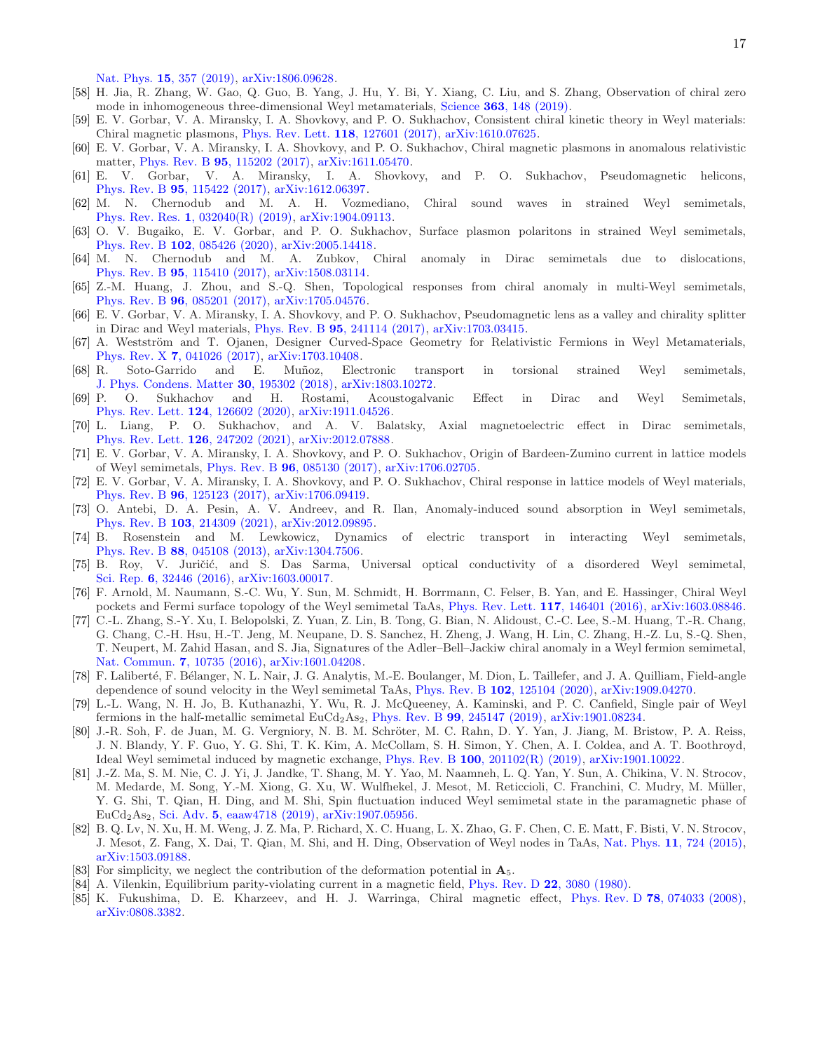Nat. Phys. **15**, 357 (2019), arXiv:1806.09628.

[58] H. Jia, R. Zhang, W. Gao, Q. Guo, B. Yang, J. Hu, Y. Bi, Y. Xiang, C. Liu, and S. Zhang, Observation of chiral zero mode in inhomogeneous three-dimensional Weyl metamaterials, Science **363**, 148 (2019).

[59] E. V. Gorbar, V. A. Miransky, I. A. Shovkovy, and P. O. Sukhachov, Consistent chiral kinetic theory in Weyl materials: Chiral magnetic plasmons, Phys. Rev. Lett. **118**, 127601 (2017), arXiv:1610.07625.

[60] E. V. Gorbar, V. A. Miransky, I. A. Shovkovy, and P. O. Sukhachov, Chiral magnetic plasmons in anomalous relativistic matter, Phys. Rev. B **95**, 115202 (2017), arXiv:1611.05470.

[61] E. V. Gorbar, V. A. Miransky, I. A. Shovkovy, and P. O. Sukhachov, Pseudomagnetic helicons, Phys. Rev. B **95**, 115422 (2017), arXiv:1612.06397.

[62] M. N. Chernodub and M. A. H. Vozmediano, Chiral sound waves in strained Weyl semimetals, Phys. Rev. Res. **1**, 032040(R) (2019), arXiv:1904.09113.

[63] O. V. Bugaiko, E. V. Gorbar, and P. O. Sukhachov, Surface plasmon polaritons in strained Weyl semimetals, Phys. Rev. B **102**, 085426 (2020), arXiv:2005.14418.

[64] M. N. Chernodub and M. A. Zubkov, Chiral anomaly in Dirac semimetals due to dislocations, Phys. Rev. B **95**, 115410 (2017), arXiv:1508.03114.

[65] Z.-M. Huang, J. Zhou, and S.-Q. Shen, Topological responses from chiral anomaly in multi-Weyl semimetals, Phys. Rev. B **96**, 085201 (2017), arXiv:1705.04576.

[66] E. V. Gorbar, V. A. Miransky, I. A. Shovkovy, and P. O. Sukhachov, Pseudomagnetic lens as a valley and chirality splitter in Dirac and Weyl materials, Phys. Rev. B **95**, 241114 (2017), arXiv:1703.03415.

[67] A. Westström and T. Ojanen, Designer Curved-Space Geometry for Relativistic Fermions in Weyl Metamaterials, Phys. Rev. X **7**, 041026 (2017), arXiv:1703.10408.

[68] R. Soto-Garrido and E. Muñoz, Electronic transport in torsional strained Weyl semimetals, J. Phys. Condens. Matter **30**, 195302 (2018), arXiv:1803.10272.

[69] P. O. Sukhachov and H. Rostami, Acoustogalvanic Effect in Dirac and Weyl Semimetals, Phys. Rev. Lett. **124**, 126602 (2020), arXiv:1911.04526.

[70] L. Liang, P. O. Sukhachov, and A. V. Balatsky, Axial magnetoelectric effect in Dirac semimetals, Phys. Rev. Lett. **126**, 247202 (2021), arXiv:2012.07888.

[71] E. V. Gorbar, V. A. Miransky, I. A. Shovkovy, and P. O. Sukhachov, Origin of Bardeen-Zumino current in lattice models of Weyl semimetals, Phys. Rev. B **96**, 085130 (2017), arXiv:1706.02705.

[72] E. V. Gorbar, V. A. Miransky, I. A. Shovkovy, and P. O. Sukhachov, Chiral response in lattice models of Weyl materials, Phys. Rev. B **96**, 125123 (2017), arXiv:1706.09419.

[73] O. Antebi, D. A. Pesin, A. V. Andreev, and R. Ilan, Anomaly-induced sound absorption in Weyl semimetals, Phys. Rev. B **103**, 214309 (2021), arXiv:2012.09895.

[74] B. Rosenstein and M. Lewkowicz, Dynamics of electric transport in interacting Weyl semimetals, Phys. Rev. B **88**, 045108 (2013), arXiv:1304.7506.

[75] B. Roy, V. Juričić, and S. Das Sarma, Universal optical conductivity of a disordered Weyl semimetal, Sci. Rep. **6**, 32446 (2016), arXiv:1603.00017.

[76] F. Arnold, M. Naumann, S.-C. Wu, Y. Sun, M. Schmidt, H. Borrmann, C. Felser, B. Yan, and E. Hassinger, Chiral Weyl pockets and Fermi surface topology of the Weyl semimetal TaAs, Phys. Rev. Lett. **117**, 146401 (2016), arXiv:1603.08846.

[77] C.-L. Zhang, S.-Y. Xu, I. Belopolski, Z. Yuan, Z. Lin, B. Tong, G. Bian, N. Alidoust, C.-C. Lee, S.-M. Huang, T.-R. Chang, G. Chang, C.-H. Hsu, H.-T. Jeng, M. Neupane, D. S. Sanchez, H. Zheng, J. Wang, H. Lin, C. Zhang, H.-Z. Lu, S.-Q. Shen, T. Neupert, M. Zahid Hasan, and S. Jia, Signatures of the Adler–Bell–Jackiw chiral anomaly in a Weyl fermion semimetal, Nat. Commun. **7**, 10735 (2016), arXiv:1601.04208.

[78] F. Laliberté, F. Bélanger, N. L. Nair, J. G. Analytis, M.-E. Boulanger, M. Dion, L. Taillefer, and J. A. Quilliam, Field-angle dependence of sound velocity in the Weyl semimetal TaAs, Phys. Rev. B **102**, 125104 (2020), arXiv:1909.04270.

[79] L.-L. Wang, N. H. Jo, B. Kuthanazhi, Y. Wu, R. J. McQueeney, A. Kaminski, and P. C. Canfield, Single pair of Weyl fermions in the half-metallic semimetal $EuCd_2As_2$, Phys. Rev. B **99**, 245147 (2019), arXiv:1901.08234.

[80] J.-R. Soh, F. de Juan, M. G. Vergniory, N. B. M. Schröter, M. C. Rahn, D. Y. Yan, J. Jiang, M. Bristow, P. A. Reiss, J. N. Blandy, Y. F. Guo, Y. G. Shi, T. K. Kim, A. McCollam, S. H. Simon, Y. Chen, A. I. Coldea, and A. T. Boothroyd, Ideal Weyl semimetal induced by magnetic exchange, Phys. Rev. B **100**, 201102(R) (2019), arXiv:1901.10022.

[81] J.-Z. Ma, S. M. Nie, C. J. Yi, J. Jandke, T. Shang, M. Y. Yao, M. Naamneh, L. Q. Yan, Y. Sun, A. Chikina, V. N. Strocov, M. Medarde, M. Song, Y.-M. Xiong, G. Xu, W. Wulfhekel, J. Mesot, M. Reticcioli, C. Franchini, C. Mudry, M. Müller, Y. G. Shi, T. Qian, H. Ding, and M. Shi, Spin fluctuation induced Weyl semimetal state in the paramagnetic phase of $EuCd_2As_2$, Sci. Adv. **5**, eaaw4718 (2019), arXiv:1907.05956.

[82] B. Q. Lv, N. Xu, H. M. Weng, J. Z. Ma, P. Richard, X. C. Huang, L. X. Zhao, G. F. Chen, C. E. Matt, F. Bisti, V. N. Strocov, J. Mesot, Z. Fang, X. Dai, T. Qian, M. Shi, and H. Ding, Observation of Weyl nodes in TaAs, Nat. Phys. **11**, 724 (2015), arXiv:1503.09188.

[83] For simplicity, we neglect the contribution of the deformation potential in $\mathbf{A}_5$.

[84] A. Vilenkin, Equilibrium parity-violating current in a magnetic field, Phys. Rev. D **22**, 3080 (1980).

[85] K. Fukushima, D. E. Kharzeev, and H. J. Warringa, Chiral magnetic effect, Phys. Rev. D **78**, 074033 (2008), arXiv:0808.3382.